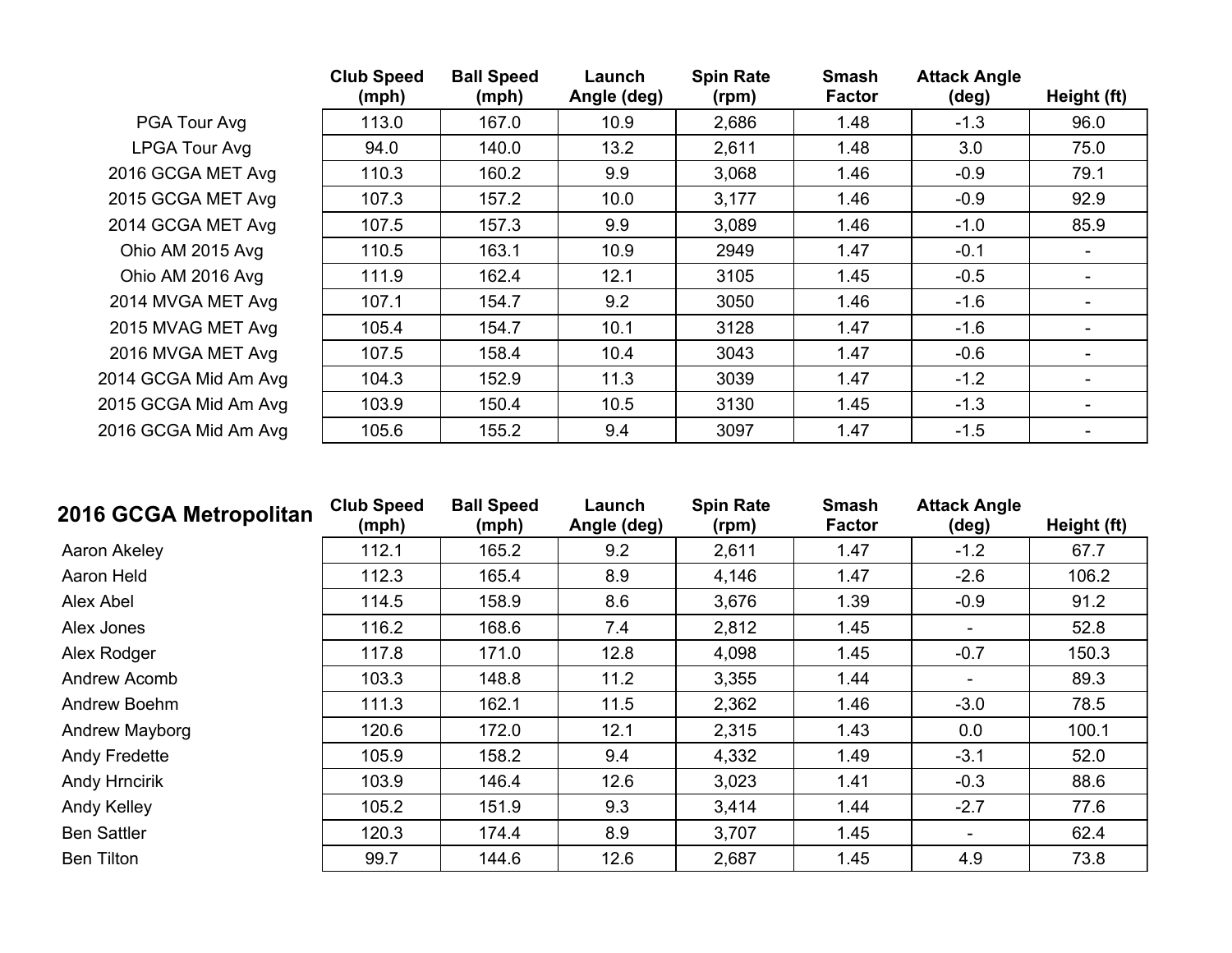| | Club Speed (mph) | Ball Speed (mph) | Launch Angle (deg) | Spin Rate (rpm) | Smash Factor | Attack Angle (deg) | Height (ft) |
|---|---|---|---|---|---|---|---|
| PGA Tour Avg | 113.0 | 167.0 | 10.9 | 2,686 | 1.48 | -1.3 | 96.0 |
| LPGA Tour Avg | 94.0 | 140.0 | 13.2 | 2,611 | 1.48 | 3.0 | 75.0 |
| 2016 GCGA MET Avg | 110.3 | 160.2 | 9.9 | 3,068 | 1.46 | -0.9 | 79.1 |
| 2015 GCGA MET Avg | 107.3 | 157.2 | 10.0 | 3,177 | 1.46 | -0.9 | 92.9 |
| 2014 GCGA MET Avg | 107.5 | 157.3 | 9.9 | 3,089 | 1.46 | -1.0 | 85.9 |
| Ohio AM 2015 Avg | 110.5 | 163.1 | 10.9 | 2949 | 1.47 | -0.1 | - |
| Ohio AM 2016 Avg | 111.9 | 162.4 | 12.1 | 3105 | 1.45 | -0.5 | - |
| 2014 MVGA MET Avg | 107.1 | 154.7 | 9.2 | 3050 | 1.46 | -1.6 | - |
| 2015 MVAG MET Avg | 105.4 | 154.7 | 10.1 | 3128 | 1.47 | -1.6 | - |
| 2016 MVGA MET Avg | 107.5 | 158.4 | 10.4 | 3043 | 1.47 | -0.6 | - |
| 2014 GCGA Mid Am Avg | 104.3 | 152.9 | 11.3 | 3039 | 1.47 | -1.2 | - |
| 2015 GCGA Mid Am Avg | 103.9 | 150.4 | 10.5 | 3130 | 1.45 | -1.3 | - |
| 2016 GCGA Mid Am Avg | 105.6 | 155.2 | 9.4 | 3097 | 1.47 | -1.5 | - |

| **2016 GCGA Metropolitan** | Club Speed (mph) | Ball Speed (mph) | Launch Angle (deg) | Spin Rate (rpm) | Smash Factor | Attack Angle (deg) | Height (ft) |
|---|---|---|---|---|---|---|---|
| Aaron Akeley | 112.1 | 165.2 | 9.2 | 2,611 | 1.47 | -1.2 | 67.7 |
| Aaron Held | 112.3 | 165.4 | 8.9 | 4,146 | 1.47 | -2.6 | 106.2 |
| Alex Abel | 114.5 | 158.9 | 8.6 | 3,676 | 1.39 | -0.9 | 91.2 |
| Alex Jones | 116.2 | 168.6 | 7.4 | 2,812 | 1.45 | - | 52.8 |
| Alex Rodger | 117.8 | 171.0 | 12.8 | 4,098 | 1.45 | -0.7 | 150.3 |
| Andrew Acomb | 103.3 | 148.8 | 11.2 | 3,355 | 1.44 | - | 89.3 |
| Andrew Boehm | 111.3 | 162.1 | 11.5 | 2,362 | 1.46 | -3.0 | 78.5 |
| Andrew Mayborg | 120.6 | 172.0 | 12.1 | 2,315 | 1.43 | 0.0 | 100.1 |
| Andy Fredette | 105.9 | 158.2 | 9.4 | 4,332 | 1.49 | -3.1 | 52.0 |
| Andy Hrncirik | 103.9 | 146.4 | 12.6 | 3,023 | 1.41 | -0.3 | 88.6 |
| Andy Kelley | 105.2 | 151.9 | 9.3 | 3,414 | 1.44 | -2.7 | 77.6 |
| Ben Sattler | 120.3 | 174.4 | 8.9 | 3,707 | 1.45 | - | 62.4 |
| Ben Tilton | 99.7 | 144.6 | 12.6 | 2,687 | 1.45 | 4.9 | 73.8 |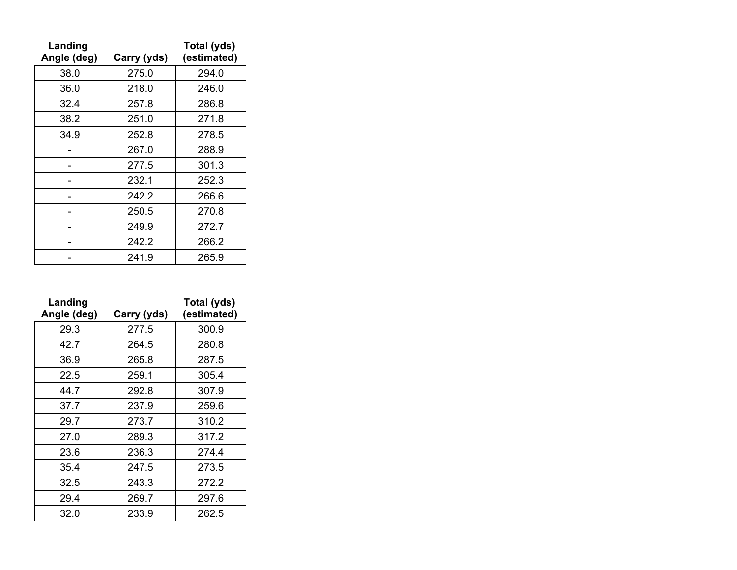| Landing Angle (deg) | Carry (yds) | Total (yds) (estimated) |
|---|---|---|
| 38.0 | 275.0 | 294.0 |
| 36.0 | 218.0 | 246.0 |
| 32.4 | 257.8 | 286.8 |
| 38.2 | 251.0 | 271.8 |
| 34.9 | 252.8 | 278.5 |
| - | 267.0 | 288.9 |
| - | 277.5 | 301.3 |
| - | 232.1 | 252.3 |
| - | 242.2 | 266.6 |
| - | 250.5 | 270.8 |
| - | 249.9 | 272.7 |
| - | 242.2 | 266.2 |
| - | 241.9 | 265.9 |

| Landing Angle (deg) | Carry (yds) | Total (yds) (estimated) |
|---|---|---|
| 29.3 | 277.5 | 300.9 |
| 42.7 | 264.5 | 280.8 |
| 36.9 | 265.8 | 287.5 |
| 22.5 | 259.1 | 305.4 |
| 44.7 | 292.8 | 307.9 |
| 37.7 | 237.9 | 259.6 |
| 29.7 | 273.7 | 310.2 |
| 27.0 | 289.3 | 317.2 |
| 23.6 | 236.3 | 274.4 |
| 35.4 | 247.5 | 273.5 |
| 32.5 | 243.3 | 272.2 |
| 29.4 | 269.7 | 297.6 |
| 32.0 | 233.9 | 262.5 |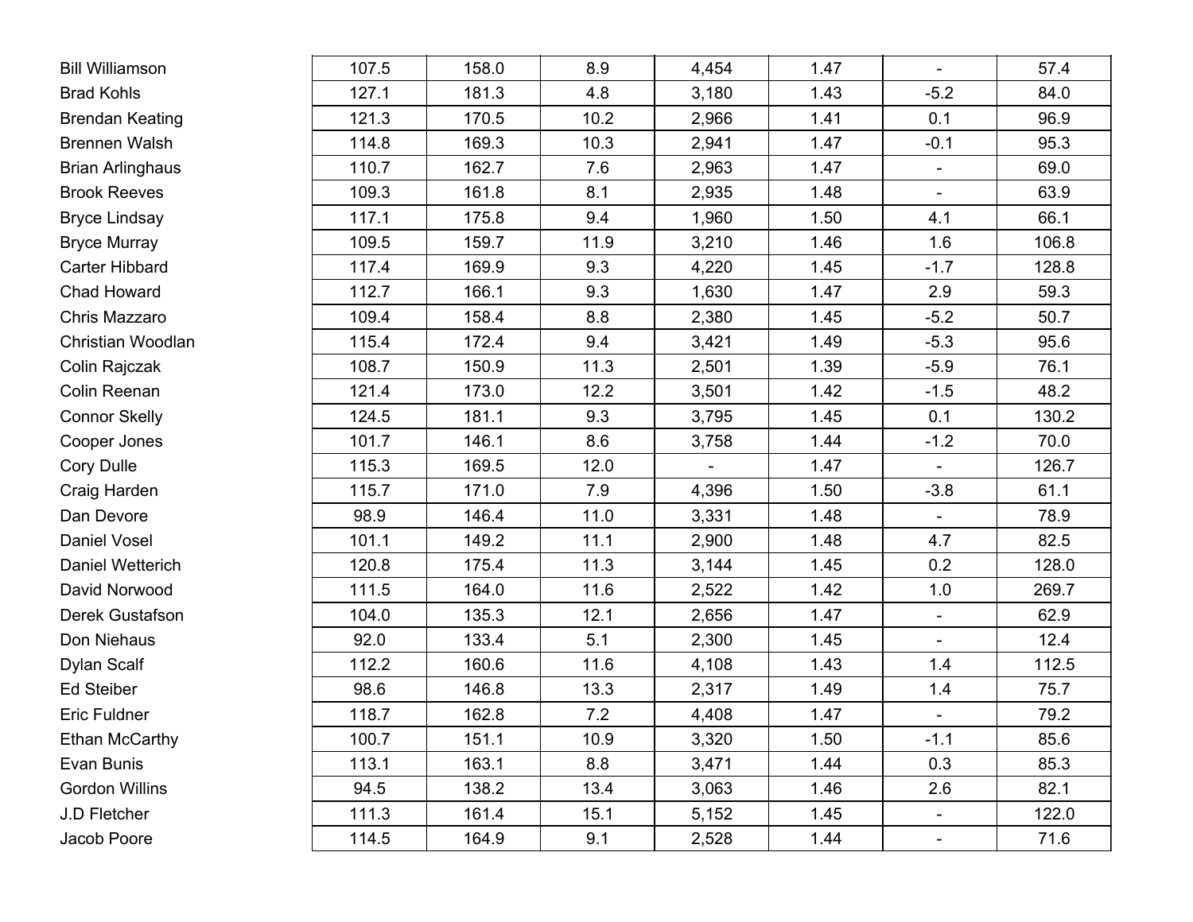| | | | | | | | |
|---|---|---|---|---|---|---|---|
| Bill Williamson | 107.5 | 158.0 | 8.9 | 4,454 | 1.47 | - | 57.4 |
| Brad Kohls | 127.1 | 181.3 | 4.8 | 3,180 | 1.43 | -5.2 | 84.0 |
| Brendan Keating | 121.3 | 170.5 | 10.2 | 2,966 | 1.41 | 0.1 | 96.9 |
| Brennen Walsh | 114.8 | 169.3 | 10.3 | 2,941 | 1.47 | -0.1 | 95.3 |
| Brian Arlinghaus | 110.7 | 162.7 | 7.6 | 2,963 | 1.47 | - | 69.0 |
| Brook Reeves | 109.3 | 161.8 | 8.1 | 2,935 | 1.48 | - | 63.9 |
| Bryce Lindsay | 117.1 | 175.8 | 9.4 | 1,960 | 1.50 | 4.1 | 66.1 |
| Bryce Murray | 109.5 | 159.7 | 11.9 | 3,210 | 1.46 | 1.6 | 106.8 |
| Carter Hibbard | 117.4 | 169.9 | 9.3 | 4,220 | 1.45 | -1.7 | 128.8 |
| Chad Howard | 112.7 | 166.1 | 9.3 | 1,630 | 1.47 | 2.9 | 59.3 |
| Chris Mazzaro | 109.4 | 158.4 | 8.8 | 2,380 | 1.45 | -5.2 | 50.7 |
| Christian Woodlan | 115.4 | 172.4 | 9.4 | 3,421 | 1.49 | -5.3 | 95.6 |
| Colin Rajczak | 108.7 | 150.9 | 11.3 | 2,501 | 1.39 | -5.9 | 76.1 |
| Colin Reenan | 121.4 | 173.0 | 12.2 | 3,501 | 1.42 | -1.5 | 48.2 |
| Connor Skelly | 124.5 | 181.1 | 9.3 | 3,795 | 1.45 | 0.1 | 130.2 |
| Cooper Jones | 101.7 | 146.1 | 8.6 | 3,758 | 1.44 | -1.2 | 70.0 |
| Cory Dulle | 115.3 | 169.5 | 12.0 | - | 1.47 | - | 126.7 |
| Craig Harden | 115.7 | 171.0 | 7.9 | 4,396 | 1.50 | -3.8 | 61.1 |
| Dan Devore | 98.9 | 146.4 | 11.0 | 3,331 | 1.48 | - | 78.9 |
| Daniel Vosel | 101.1 | 149.2 | 11.1 | 2,900 | 1.48 | 4.7 | 82.5 |
| Daniel Wetterich | 120.8 | 175.4 | 11.3 | 3,144 | 1.45 | 0.2 | 128.0 |
| David Norwood | 111.5 | 164.0 | 11.6 | 2,522 | 1.42 | 1.0 | 269.7 |
| Derek Gustafson | 104.0 | 135.3 | 12.1 | 2,656 | 1.47 | - | 62.9 |
| Don Niehaus | 92.0 | 133.4 | 5.1 | 2,300 | 1.45 | - | 12.4 |
| Dylan Scalf | 112.2 | 160.6 | 11.6 | 4,108 | 1.43 | 1.4 | 112.5 |
| Ed Steiber | 98.6 | 146.8 | 13.3 | 2,317 | 1.49 | 1.4 | 75.7 |
| Eric Fuldner | 118.7 | 162.8 | 7.2 | 4,408 | 1.47 | - | 79.2 |
| Ethan McCarthy | 100.7 | 151.1 | 10.9 | 3,320 | 1.50 | -1.1 | 85.6 |
| Evan Bunis | 113.1 | 163.1 | 8.8 | 3,471 | 1.44 | 0.3 | 85.3 |
| Gordon Willins | 94.5 | 138.2 | 13.4 | 3,063 | 1.46 | 2.6 | 82.1 |
| J.D Fletcher | 111.3 | 161.4 | 15.1 | 5,152 | 1.45 | - | 122.0 |
| Jacob Poore | 114.5 | 164.9 | 9.1 | 2,528 | 1.44 | - | 71.6 |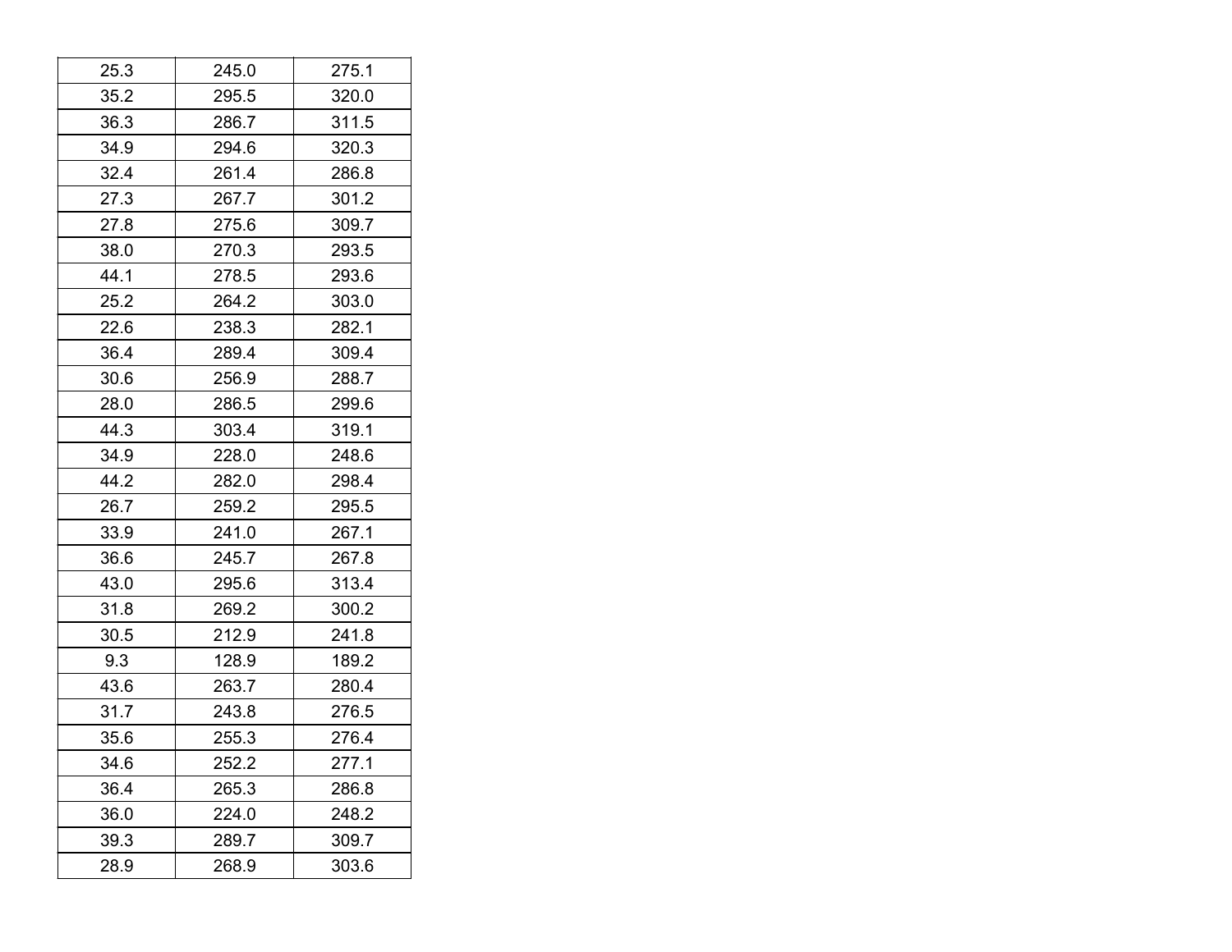| 25.3 | 245.0 | 275.1 |
|---|---|---|
| 35.2 | 295.5 | 320.0 |
| 36.3 | 286.7 | 311.5 |
| 34.9 | 294.6 | 320.3 |
| 32.4 | 261.4 | 286.8 |
| 27.3 | 267.7 | 301.2 |
| 27.8 | 275.6 | 309.7 |
| 38.0 | 270.3 | 293.5 |
| 44.1 | 278.5 | 293.6 |
| 25.2 | 264.2 | 303.0 |
| 22.6 | 238.3 | 282.1 |
| 36.4 | 289.4 | 309.4 |
| 30.6 | 256.9 | 288.7 |
| 28.0 | 286.5 | 299.6 |
| 44.3 | 303.4 | 319.1 |
| 34.9 | 228.0 | 248.6 |
| 44.2 | 282.0 | 298.4 |
| 26.7 | 259.2 | 295.5 |
| 33.9 | 241.0 | 267.1 |
| 36.6 | 245.7 | 267.8 |
| 43.0 | 295.6 | 313.4 |
| 31.8 | 269.2 | 300.2 |
| 30.5 | 212.9 | 241.8 |
| 9.3 | 128.9 | 189.2 |
| 43.6 | 263.7 | 280.4 |
| 31.7 | 243.8 | 276.5 |
| 35.6 | 255.3 | 276.4 |
| 34.6 | 252.2 | 277.1 |
| 36.4 | 265.3 | 286.8 |
| 36.0 | 224.0 | 248.2 |
| 39.3 | 289.7 | 309.7 |
| 28.9 | 268.9 | 303.6 |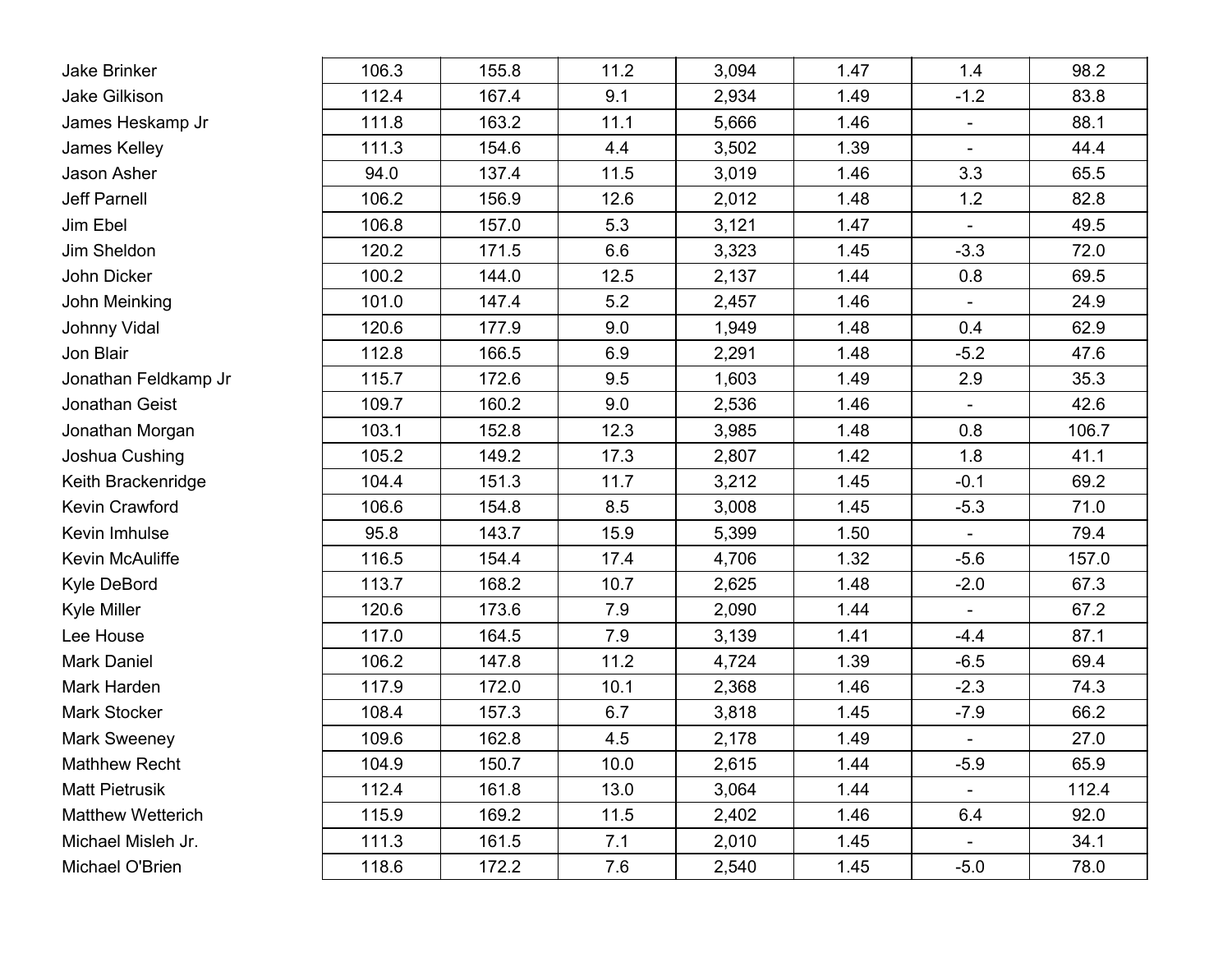| | | | | | | | |
|---|---|---|---|---|---|---|---|
| Jake Brinker | 106.3 | 155.8 | 11.2 | 3,094 | 1.47 | 1.4 | 98.2 |
| Jake Gilkison | 112.4 | 167.4 | 9.1 | 2,934 | 1.49 | -1.2 | 83.8 |
| James Heskamp Jr | 111.8 | 163.2 | 11.1 | 5,666 | 1.46 | - | 88.1 |
| James Kelley | 111.3 | 154.6 | 4.4 | 3,502 | 1.39 | - | 44.4 |
| Jason Asher | 94.0 | 137.4 | 11.5 | 3,019 | 1.46 | 3.3 | 65.5 |
| Jeff Parnell | 106.2 | 156.9 | 12.6 | 2,012 | 1.48 | 1.2 | 82.8 |
| Jim Ebel | 106.8 | 157.0 | 5.3 | 3,121 | 1.47 | - | 49.5 |
| Jim Sheldon | 120.2 | 171.5 | 6.6 | 3,323 | 1.45 | -3.3 | 72.0 |
| John Dicker | 100.2 | 144.0 | 12.5 | 2,137 | 1.44 | 0.8 | 69.5 |
| John Meinking | 101.0 | 147.4 | 5.2 | 2,457 | 1.46 | - | 24.9 |
| Johnny Vidal | 120.6 | 177.9 | 9.0 | 1,949 | 1.48 | 0.4 | 62.9 |
| Jon Blair | 112.8 | 166.5 | 6.9 | 2,291 | 1.48 | -5.2 | 47.6 |
| Jonathan Feldkamp Jr | 115.7 | 172.6 | 9.5 | 1,603 | 1.49 | 2.9 | 35.3 |
| Jonathan Geist | 109.7 | 160.2 | 9.0 | 2,536 | 1.46 | - | 42.6 |
| Jonathan Morgan | 103.1 | 152.8 | 12.3 | 3,985 | 1.48 | 0.8 | 106.7 |
| Joshua Cushing | 105.2 | 149.2 | 17.3 | 2,807 | 1.42 | 1.8 | 41.1 |
| Keith Brackenridge | 104.4 | 151.3 | 11.7 | 3,212 | 1.45 | -0.1 | 69.2 |
| Kevin Crawford | 106.6 | 154.8 | 8.5 | 3,008 | 1.45 | -5.3 | 71.0 |
| Kevin Imhulse | 95.8 | 143.7 | 15.9 | 5,399 | 1.50 | - | 79.4 |
| Kevin McAuliffe | 116.5 | 154.4 | 17.4 | 4,706 | 1.32 | -5.6 | 157.0 |
| Kyle DeBord | 113.7 | 168.2 | 10.7 | 2,625 | 1.48 | -2.0 | 67.3 |
| Kyle Miller | 120.6 | 173.6 | 7.9 | 2,090 | 1.44 | - | 67.2 |
| Lee House | 117.0 | 164.5 | 7.9 | 3,139 | 1.41 | -4.4 | 87.1 |
| Mark Daniel | 106.2 | 147.8 | 11.2 | 4,724 | 1.39 | -6.5 | 69.4 |
| Mark Harden | 117.9 | 172.0 | 10.1 | 2,368 | 1.46 | -2.3 | 74.3 |
| Mark Stocker | 108.4 | 157.3 | 6.7 | 3,818 | 1.45 | -7.9 | 66.2 |
| Mark Sweeney | 109.6 | 162.8 | 4.5 | 2,178 | 1.49 | - | 27.0 |
| Mathhew Recht | 104.9 | 150.7 | 10.0 | 2,615 | 1.44 | -5.9 | 65.9 |
| Matt Pietrusik | 112.4 | 161.8 | 13.0 | 3,064 | 1.44 | - | 112.4 |
| Matthew Wetterich | 115.9 | 169.2 | 11.5 | 2,402 | 1.46 | 6.4 | 92.0 |
| Michael Misleh Jr. | 111.3 | 161.5 | 7.1 | 2,010 | 1.45 | - | 34.1 |
| Michael O'Brien | 118.6 | 172.2 | 7.6 | 2,540 | 1.45 | -5.0 | 78.0 |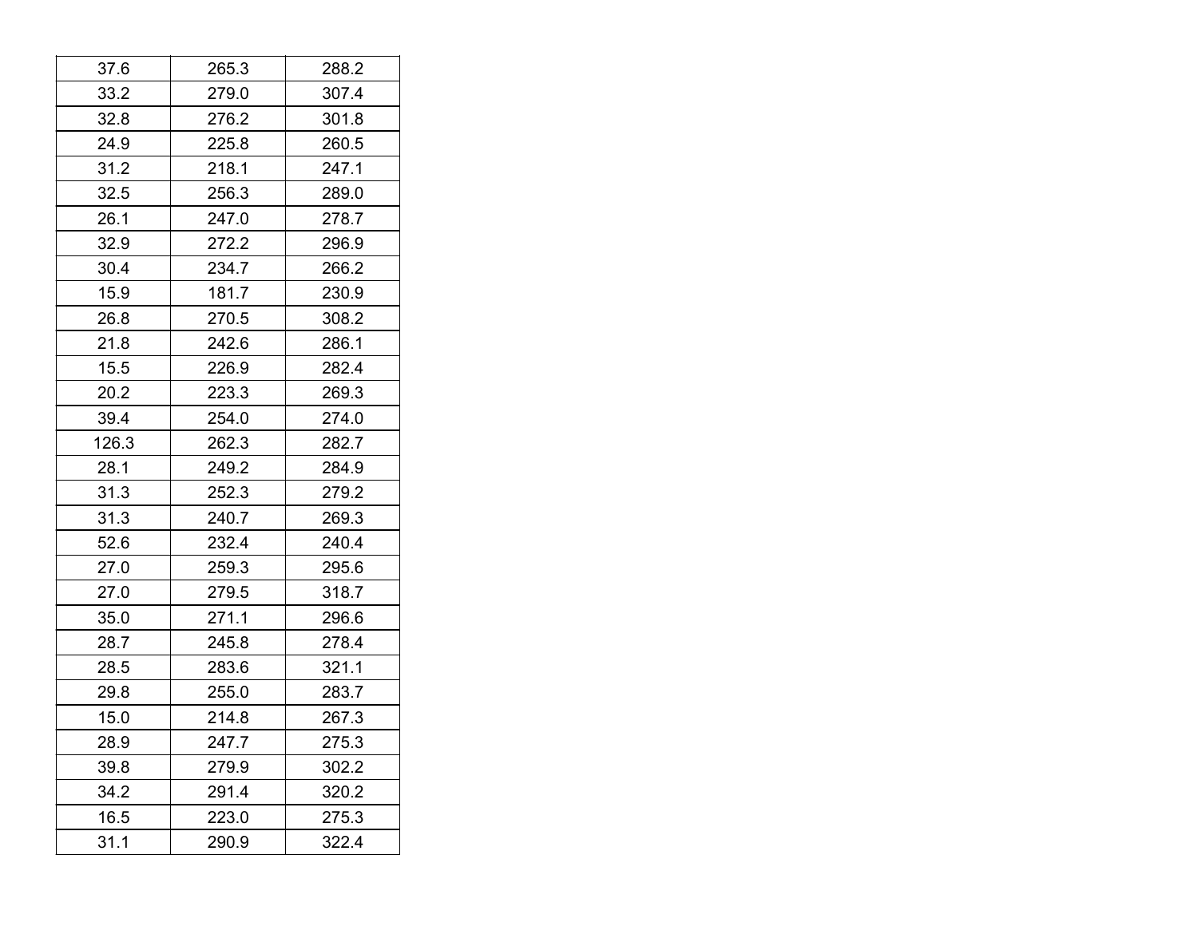| | | |
|---|---|---|
| 37.6 | 265.3 | 288.2 |
| 33.2 | 279.0 | 307.4 |
| 32.8 | 276.2 | 301.8 |
| 24.9 | 225.8 | 260.5 |
| 31.2 | 218.1 | 247.1 |
| 32.5 | 256.3 | 289.0 |
| 26.1 | 247.0 | 278.7 |
| 32.9 | 272.2 | 296.9 |
| 30.4 | 234.7 | 266.2 |
| 15.9 | 181.7 | 230.9 |
| 26.8 | 270.5 | 308.2 |
| 21.8 | 242.6 | 286.1 |
| 15.5 | 226.9 | 282.4 |
| 20.2 | 223.3 | 269.3 |
| 39.4 | 254.0 | 274.0 |
| 126.3 | 262.3 | 282.7 |
| 28.1 | 249.2 | 284.9 |
| 31.3 | 252.3 | 279.2 |
| 31.3 | 240.7 | 269.3 |
| 52.6 | 232.4 | 240.4 |
| 27.0 | 259.3 | 295.6 |
| 27.0 | 279.5 | 318.7 |
| 35.0 | 271.1 | 296.6 |
| 28.7 | 245.8 | 278.4 |
| 28.5 | 283.6 | 321.1 |
| 29.8 | 255.0 | 283.7 |
| 15.0 | 214.8 | 267.3 |
| 28.9 | 247.7 | 275.3 |
| 39.8 | 279.9 | 302.2 |
| 34.2 | 291.4 | 320.2 |
| 16.5 | 223.0 | 275.3 |
| 31.1 | 290.9 | 322.4 |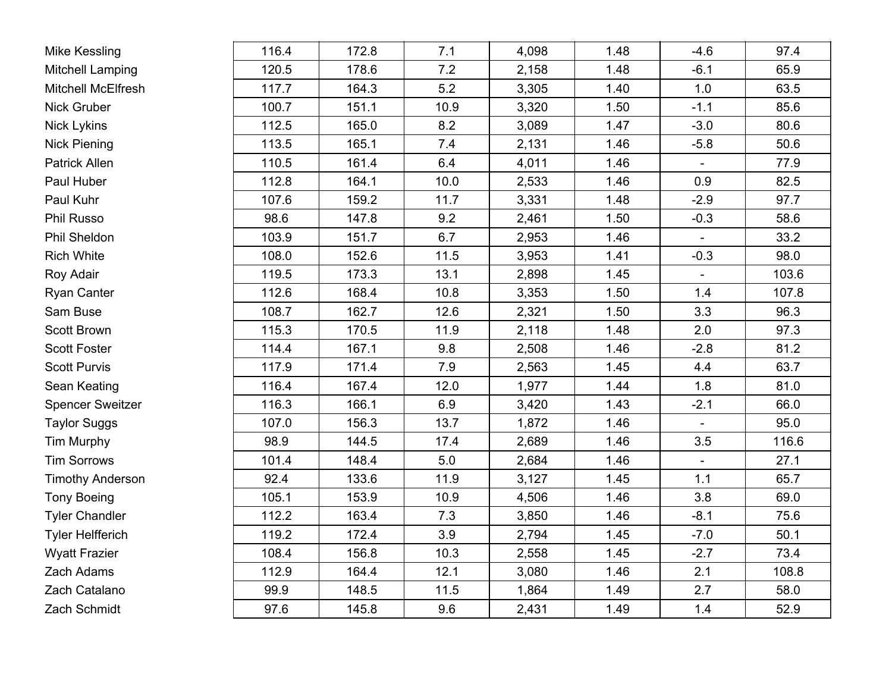| | | | | | | | |
|---|---|---|---|---|---|---|---|
| Mike Kessling | 116.4 | 172.8 | 7.1 | 4,098 | 1.48 | -4.6 | 97.4 |
| Mitchell Lamping | 120.5 | 178.6 | 7.2 | 2,158 | 1.48 | -6.1 | 65.9 |
| Mitchell McElfresh | 117.7 | 164.3 | 5.2 | 3,305 | 1.40 | 1.0 | 63.5 |
| Nick Gruber | 100.7 | 151.1 | 10.9 | 3,320 | 1.50 | -1.1 | 85.6 |
| Nick Lykins | 112.5 | 165.0 | 8.2 | 3,089 | 1.47 | -3.0 | 80.6 |
| Nick Piening | 113.5 | 165.1 | 7.4 | 2,131 | 1.46 | -5.8 | 50.6 |
| Patrick Allen | 110.5 | 161.4 | 6.4 | 4,011 | 1.46 | - | 77.9 |
| Paul Huber | 112.8 | 164.1 | 10.0 | 2,533 | 1.46 | 0.9 | 82.5 |
| Paul Kuhr | 107.6 | 159.2 | 11.7 | 3,331 | 1.48 | -2.9 | 97.7 |
| Phil Russo | 98.6 | 147.8 | 9.2 | 2,461 | 1.50 | -0.3 | 58.6 |
| Phil Sheldon | 103.9 | 151.7 | 6.7 | 2,953 | 1.46 | - | 33.2 |
| Rich White | 108.0 | 152.6 | 11.5 | 3,953 | 1.41 | -0.3 | 98.0 |
| Roy Adair | 119.5 | 173.3 | 13.1 | 2,898 | 1.45 | - | 103.6 |
| Ryan Canter | 112.6 | 168.4 | 10.8 | 3,353 | 1.50 | 1.4 | 107.8 |
| Sam Buse | 108.7 | 162.7 | 12.6 | 2,321 | 1.50 | 3.3 | 96.3 |
| Scott Brown | 115.3 | 170.5 | 11.9 | 2,118 | 1.48 | 2.0 | 97.3 |
| Scott Foster | 114.4 | 167.1 | 9.8 | 2,508 | 1.46 | -2.8 | 81.2 |
| Scott Purvis | 117.9 | 171.4 | 7.9 | 2,563 | 1.45 | 4.4 | 63.7 |
| Sean Keating | 116.4 | 167.4 | 12.0 | 1,977 | 1.44 | 1.8 | 81.0 |
| Spencer Sweitzer | 116.3 | 166.1 | 6.9 | 3,420 | 1.43 | -2.1 | 66.0 |
| Taylor Suggs | 107.0 | 156.3 | 13.7 | 1,872 | 1.46 | - | 95.0 |
| Tim Murphy | 98.9 | 144.5 | 17.4 | 2,689 | 1.46 | 3.5 | 116.6 |
| Tim Sorrows | 101.4 | 148.4 | 5.0 | 2,684 | 1.46 | - | 27.1 |
| Timothy Anderson | 92.4 | 133.6 | 11.9 | 3,127 | 1.45 | 1.1 | 65.7 |
| Tony Boeing | 105.1 | 153.9 | 10.9 | 4,506 | 1.46 | 3.8 | 69.0 |
| Tyler Chandler | 112.2 | 163.4 | 7.3 | 3,850 | 1.46 | -8.1 | 75.6 |
| Tyler Helfferich | 119.2 | 172.4 | 3.9 | 2,794 | 1.45 | -7.0 | 50.1 |
| Wyatt Frazier | 108.4 | 156.8 | 10.3 | 2,558 | 1.45 | -2.7 | 73.4 |
| Zach Adams | 112.9 | 164.4 | 12.1 | 3,080 | 1.46 | 2.1 | 108.8 |
| Zach Catalano | 99.9 | 148.5 | 11.5 | 1,864 | 1.49 | 2.7 | 58.0 |
| Zach Schmidt | 97.6 | 145.8 | 9.6 | 2,431 | 1.49 | 1.4 | 52.9 |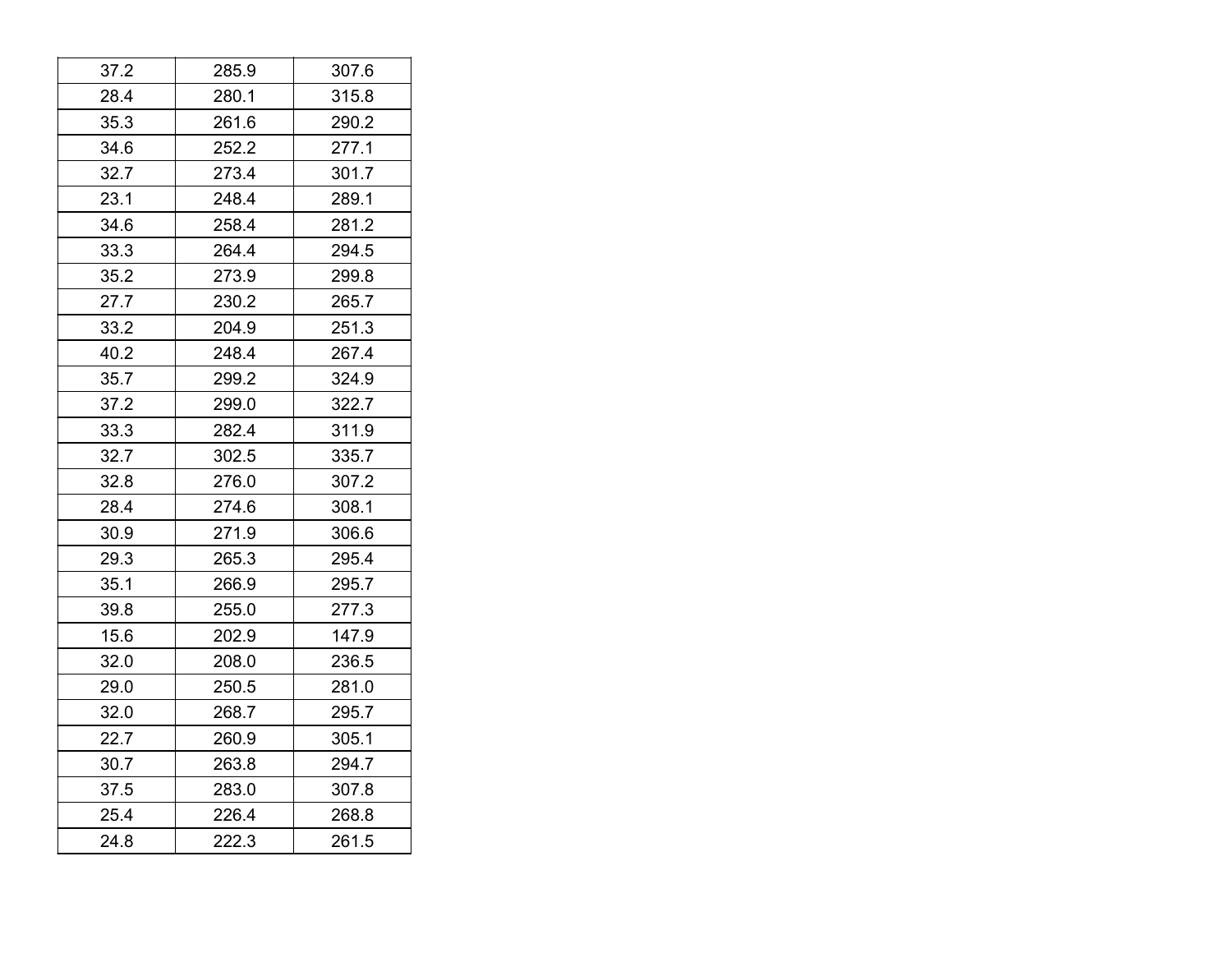| | | |
|---|---|---|
| 37.2 | 285.9 | 307.6 |
| 28.4 | 280.1 | 315.8 |
| 35.3 | 261.6 | 290.2 |
| 34.6 | 252.2 | 277.1 |
| 32.7 | 273.4 | 301.7 |
| 23.1 | 248.4 | 289.1 |
| 34.6 | 258.4 | 281.2 |
| 33.3 | 264.4 | 294.5 |
| 35.2 | 273.9 | 299.8 |
| 27.7 | 230.2 | 265.7 |
| 33.2 | 204.9 | 251.3 |
| 40.2 | 248.4 | 267.4 |
| 35.7 | 299.2 | 324.9 |
| 37.2 | 299.0 | 322.7 |
| 33.3 | 282.4 | 311.9 |
| 32.7 | 302.5 | 335.7 |
| 32.8 | 276.0 | 307.2 |
| 28.4 | 274.6 | 308.1 |
| 30.9 | 271.9 | 306.6 |
| 29.3 | 265.3 | 295.4 |
| 35.1 | 266.9 | 295.7 |
| 39.8 | 255.0 | 277.3 |
| 15.6 | 202.9 | 147.9 |
| 32.0 | 208.0 | 236.5 |
| 29.0 | 250.5 | 281.0 |
| 32.0 | 268.7 | 295.7 |
| 22.7 | 260.9 | 305.1 |
| 30.7 | 263.8 | 294.7 |
| 37.5 | 283.0 | 307.8 |
| 25.4 | 226.4 | 268.8 |
| 24.8 | 222.3 | 261.5 |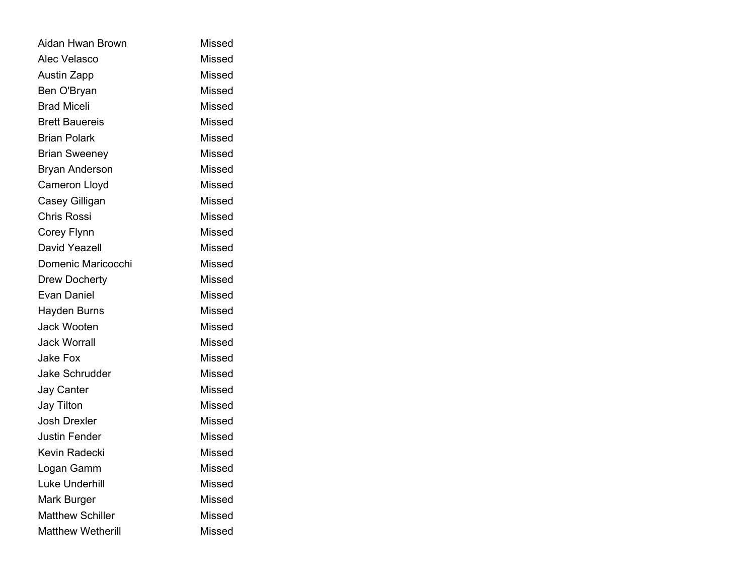| | |
|---|---|
| Aidan Hwan Brown | Missed |
| Alec Velasco | Missed |
| Austin Zapp | Missed |
| Ben O'Bryan | Missed |
| Brad Miceli | Missed |
| Brett Bauereis | Missed |
| Brian Polark | Missed |
| Brian Sweeney | Missed |
| Bryan Anderson | Missed |
| Cameron Lloyd | Missed |
| Casey Gilligan | Missed |
| Chris Rossi | Missed |
| Corey Flynn | Missed |
| David Yeazell | Missed |
| Domenic Maricocchi | Missed |
| Drew Docherty | Missed |
| Evan Daniel | Missed |
| Hayden Burns | Missed |
| Jack Wooten | Missed |
| Jack Worrall | Missed |
| Jake Fox | Missed |
| Jake Schrudder | Missed |
| Jay Canter | Missed |
| Jay Tilton | Missed |
| Josh Drexler | Missed |
| Justin Fender | Missed |
| Kevin Radecki | Missed |
| Logan Gamm | Missed |
| Luke Underhill | Missed |
| Mark Burger | Missed |
| Matthew Schiller | Missed |
| Matthew Wetherill | Missed |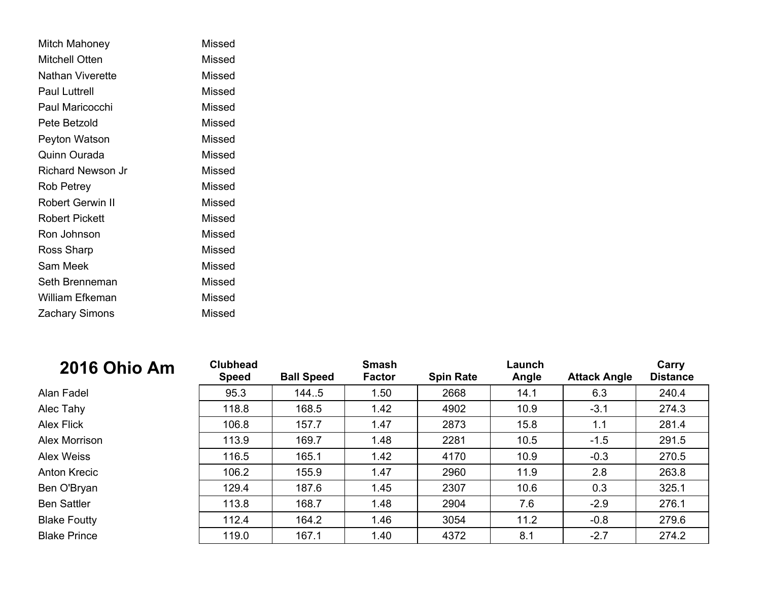| | |
|---|---|
| Mitch Mahoney | Missed |
| Mitchell Otten | Missed |
| Nathan Viverette | Missed |
| Paul Luttrell | Missed |
| Paul Maricocchi | Missed |
| Pete Betzold | Missed |
| Peyton Watson | Missed |
| Quinn Ourada | Missed |
| Richard Newson Jr | Missed |
| Rob Petrey | Missed |
| Robert Gerwin II | Missed |
| Robert Pickett | Missed |
| Ron Johnson | Missed |
| Ross Sharp | Missed |
| Sam Meek | Missed |
| Seth Brenneman | Missed |
| William Efkeman | Missed |
| Zachary Simons | Missed |

## 2016 Ohio Am

| | Clubhead Speed | Ball Speed | Smash Factor | Spin Rate | Launch Angle | Attack Angle | Carry Distance |
|---|---|---|---|---|---|---|---|
| Alan Fadel | 95.3 | 144..5 | 1.50 | 2668 | 14.1 | 6.3 | 240.4 |
| Alec Tahy | 118.8 | 168.5 | 1.42 | 4902 | 10.9 | -3.1 | 274.3 |
| Alex Flick | 106.8 | 157.7 | 1.47 | 2873 | 15.8 | 1.1 | 281.4 |
| Alex Morrison | 113.9 | 169.7 | 1.48 | 2281 | 10.5 | -1.5 | 291.5 |
| Alex Weiss | 116.5 | 165.1 | 1.42 | 4170 | 10.9 | -0.3 | 270.5 |
| Anton Krecic | 106.2 | 155.9 | 1.47 | 2960 | 11.9 | 2.8 | 263.8 |
| Ben O'Bryan | 129.4 | 187.6 | 1.45 | 2307 | 10.6 | 0.3 | 325.1 |
| Ben Sattler | 113.8 | 168.7 | 1.48 | 2904 | 7.6 | -2.9 | 276.1 |
| Blake Foutty | 112.4 | 164.2 | 1.46 | 3054 | 11.2 | -0.8 | 279.6 |
| Blake Prince | 119.0 | 167.1 | 1.40 | 4372 | 8.1 | -2.7 | 274.2 |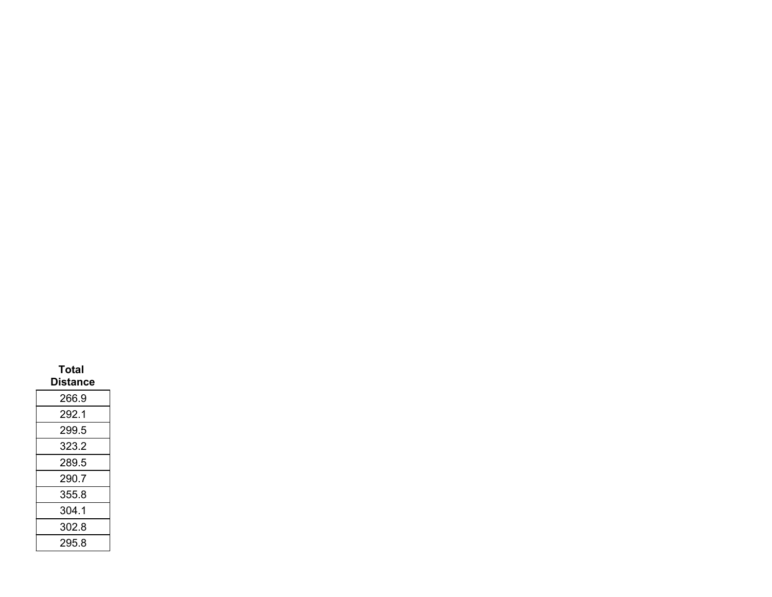| Total Distance |
| --- |
| 266.9 |
| 292.1 |
| 299.5 |
| 323.2 |
| 289.5 |
| 290.7 |
| 355.8 |
| 304.1 |
| 302.8 |
| 295.8 |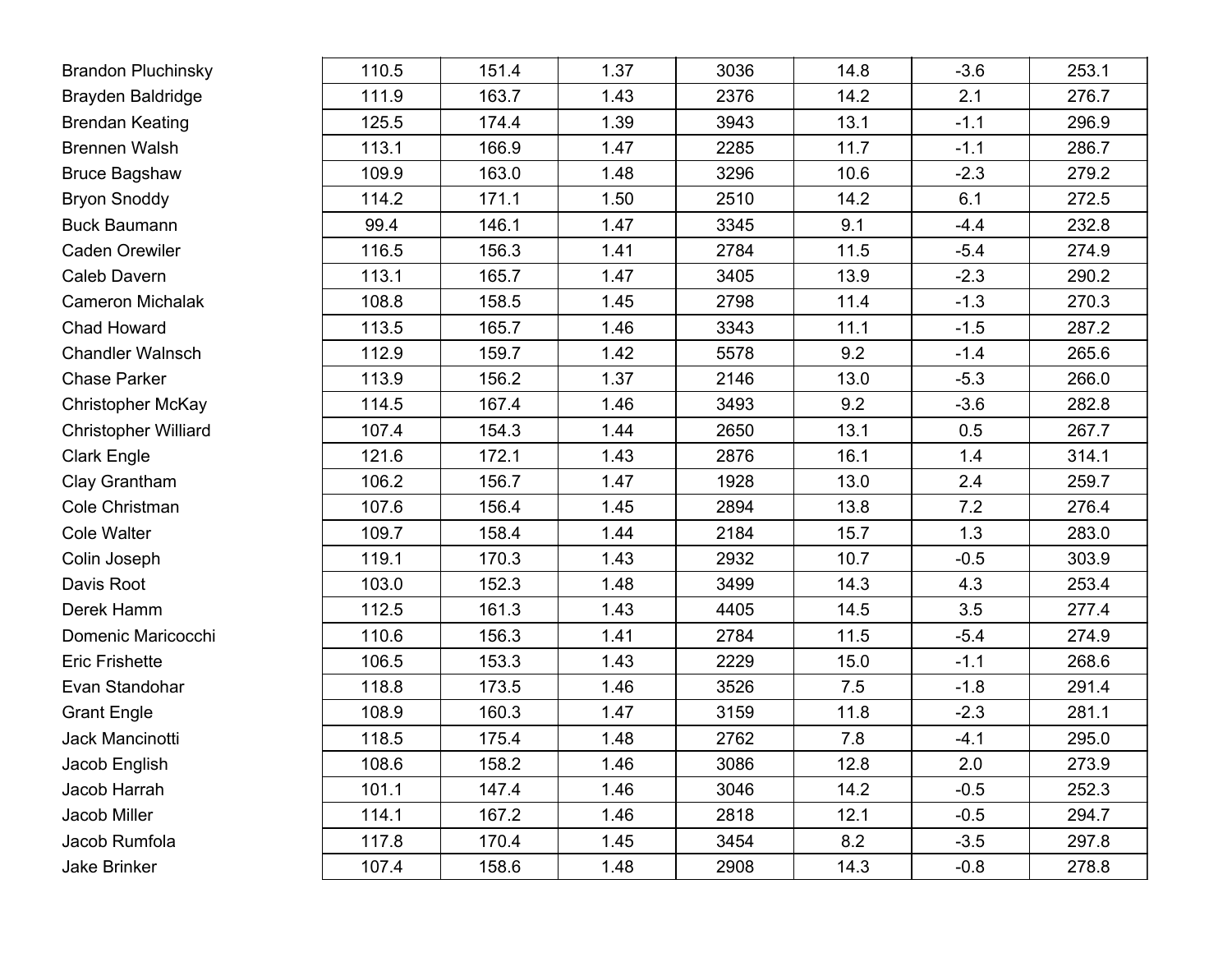| | | | | | | | |
|---|---|---|---|---|---|---|---|
| Brandon Pluchinsky | 110.5 | 151.4 | 1.37 | 3036 | 14.8 | -3.6 | 253.1 |
| Brayden Baldridge | 111.9 | 163.7 | 1.43 | 2376 | 14.2 | 2.1 | 276.7 |
| Brendan Keating | 125.5 | 174.4 | 1.39 | 3943 | 13.1 | -1.1 | 296.9 |
| Brennen Walsh | 113.1 | 166.9 | 1.47 | 2285 | 11.7 | -1.1 | 286.7 |
| Bruce Bagshaw | 109.9 | 163.0 | 1.48 | 3296 | 10.6 | -2.3 | 279.2 |
| Bryon Snoddy | 114.2 | 171.1 | 1.50 | 2510 | 14.2 | 6.1 | 272.5 |
| Buck Baumann | 99.4 | 146.1 | 1.47 | 3345 | 9.1 | -4.4 | 232.8 |
| Caden Orewiler | 116.5 | 156.3 | 1.41 | 2784 | 11.5 | -5.4 | 274.9 |
| Caleb Davern | 113.1 | 165.7 | 1.47 | 3405 | 13.9 | -2.3 | 290.2 |
| Cameron Michalak | 108.8 | 158.5 | 1.45 | 2798 | 11.4 | -1.3 | 270.3 |
| Chad Howard | 113.5 | 165.7 | 1.46 | 3343 | 11.1 | -1.5 | 287.2 |
| Chandler Walnsch | 112.9 | 159.7 | 1.42 | 5578 | 9.2 | -1.4 | 265.6 |
| Chase Parker | 113.9 | 156.2 | 1.37 | 2146 | 13.0 | -5.3 | 266.0 |
| Christopher McKay | 114.5 | 167.4 | 1.46 | 3493 | 9.2 | -3.6 | 282.8 |
| Christopher Williard | 107.4 | 154.3 | 1.44 | 2650 | 13.1 | 0.5 | 267.7 |
| Clark Engle | 121.6 | 172.1 | 1.43 | 2876 | 16.1 | 1.4 | 314.1 |
| Clay Grantham | 106.2 | 156.7 | 1.47 | 1928 | 13.0 | 2.4 | 259.7 |
| Cole Christman | 107.6 | 156.4 | 1.45 | 2894 | 13.8 | 7.2 | 276.4 |
| Cole Walter | 109.7 | 158.4 | 1.44 | 2184 | 15.7 | 1.3 | 283.0 |
| Colin Joseph | 119.1 | 170.3 | 1.43 | 2932 | 10.7 | -0.5 | 303.9 |
| Davis Root | 103.0 | 152.3 | 1.48 | 3499 | 14.3 | 4.3 | 253.4 |
| Derek Hamm | 112.5 | 161.3 | 1.43 | 4405 | 14.5 | 3.5 | 277.4 |
| Domenic Maricocchi | 110.6 | 156.3 | 1.41 | 2784 | 11.5 | -5.4 | 274.9 |
| Eric Frishette | 106.5 | 153.3 | 1.43 | 2229 | 15.0 | -1.1 | 268.6 |
| Evan Standohar | 118.8 | 173.5 | 1.46 | 3526 | 7.5 | -1.8 | 291.4 |
| Grant Engle | 108.9 | 160.3 | 1.47 | 3159 | 11.8 | -2.3 | 281.1 |
| Jack Mancinotti | 118.5 | 175.4 | 1.48 | 2762 | 7.8 | -4.1 | 295.0 |
| Jacob English | 108.6 | 158.2 | 1.46 | 3086 | 12.8 | 2.0 | 273.9 |
| Jacob Harrah | 101.1 | 147.4 | 1.46 | 3046 | 14.2 | -0.5 | 252.3 |
| Jacob Miller | 114.1 | 167.2 | 1.46 | 2818 | 12.1 | -0.5 | 294.7 |
| Jacob Rumfola | 117.8 | 170.4 | 1.45 | 3454 | 8.2 | -3.5 | 297.8 |
| Jake Brinker | 107.4 | 158.6 | 1.48 | 2908 | 14.3 | -0.8 | 278.8 |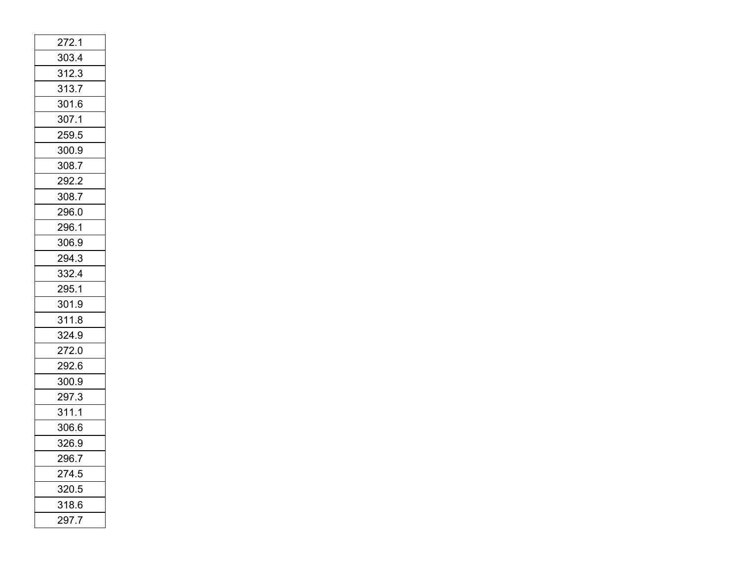| 272.1 |
| --- |
| 303.4 |
| 312.3 |
| 313.7 |
| 301.6 |
| 307.1 |
| 259.5 |
| 300.9 |
| 308.7 |
| 292.2 |
| 308.7 |
| 296.0 |
| 296.1 |
| 306.9 |
| 294.3 |
| 332.4 |
| 295.1 |
| 301.9 |
| 311.8 |
| 324.9 |
| 272.0 |
| 292.6 |
| 300.9 |
| 297.3 |
| 311.1 |
| 306.6 |
| 326.9 |
| 296.7 |
| 274.5 |
| 320.5 |
| 318.6 |
| 297.7 |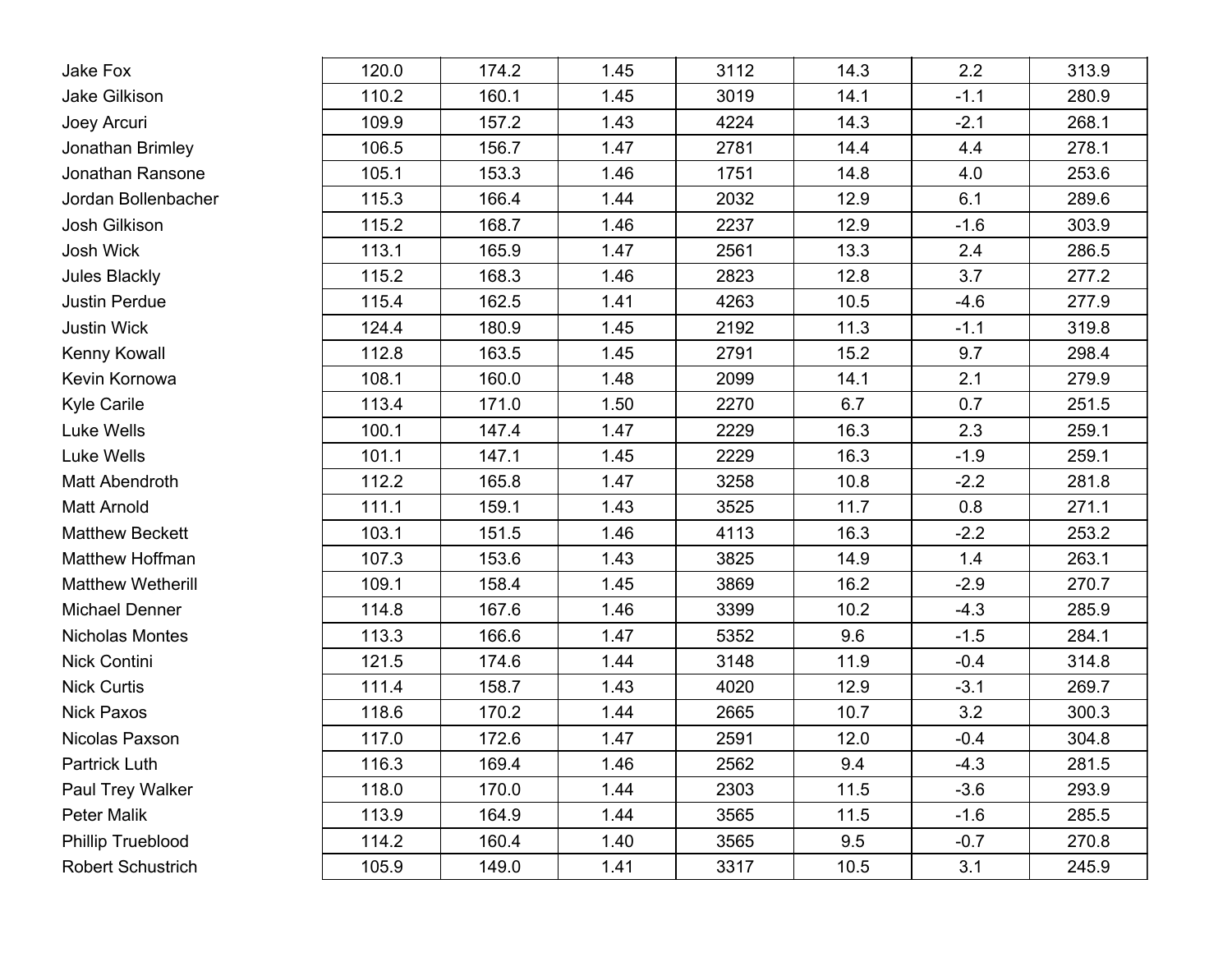| | | | | | | | |
|---|---|---|---|---|---|---|---|
| Jake Fox | 120.0 | 174.2 | 1.45 | 3112 | 14.3 | 2.2 | 313.9 |
| Jake Gilkison | 110.2 | 160.1 | 1.45 | 3019 | 14.1 | -1.1 | 280.9 |
| Joey Arcuri | 109.9 | 157.2 | 1.43 | 4224 | 14.3 | -2.1 | 268.1 |
| Jonathan Brimley | 106.5 | 156.7 | 1.47 | 2781 | 14.4 | 4.4 | 278.1 |
| Jonathan Ransone | 105.1 | 153.3 | 1.46 | 1751 | 14.8 | 4.0 | 253.6 |
| Jordan Bollenbacher | 115.3 | 166.4 | 1.44 | 2032 | 12.9 | 6.1 | 289.6 |
| Josh Gilkison | 115.2 | 168.7 | 1.46 | 2237 | 12.9 | -1.6 | 303.9 |
| Josh Wick | 113.1 | 165.9 | 1.47 | 2561 | 13.3 | 2.4 | 286.5 |
| Jules Blackly | 115.2 | 168.3 | 1.46 | 2823 | 12.8 | 3.7 | 277.2 |
| Justin Perdue | 115.4 | 162.5 | 1.41 | 4263 | 10.5 | -4.6 | 277.9 |
| Justin Wick | 124.4 | 180.9 | 1.45 | 2192 | 11.3 | -1.1 | 319.8 |
| Kenny Kowall | 112.8 | 163.5 | 1.45 | 2791 | 15.2 | 9.7 | 298.4 |
| Kevin Kornowa | 108.1 | 160.0 | 1.48 | 2099 | 14.1 | 2.1 | 279.9 |
| Kyle Carile | 113.4 | 171.0 | 1.50 | 2270 | 6.7 | 0.7 | 251.5 |
| Luke Wells | 100.1 | 147.4 | 1.47 | 2229 | 16.3 | 2.3 | 259.1 |
| Luke Wells | 101.1 | 147.1 | 1.45 | 2229 | 16.3 | -1.9 | 259.1 |
| Matt Abendroth | 112.2 | 165.8 | 1.47 | 3258 | 10.8 | -2.2 | 281.8 |
| Matt Arnold | 111.1 | 159.1 | 1.43 | 3525 | 11.7 | 0.8 | 271.1 |
| Matthew Beckett | 103.1 | 151.5 | 1.46 | 4113 | 16.3 | -2.2 | 253.2 |
| Matthew Hoffman | 107.3 | 153.6 | 1.43 | 3825 | 14.9 | 1.4 | 263.1 |
| Matthew Wetherill | 109.1 | 158.4 | 1.45 | 3869 | 16.2 | -2.9 | 270.7 |
| Michael Denner | 114.8 | 167.6 | 1.46 | 3399 | 10.2 | -4.3 | 285.9 |
| Nicholas Montes | 113.3 | 166.6 | 1.47 | 5352 | 9.6 | -1.5 | 284.1 |
| Nick Contini | 121.5 | 174.6 | 1.44 | 3148 | 11.9 | -0.4 | 314.8 |
| Nick Curtis | 111.4 | 158.7 | 1.43 | 4020 | 12.9 | -3.1 | 269.7 |
| Nick Paxos | 118.6 | 170.2 | 1.44 | 2665 | 10.7 | 3.2 | 300.3 |
| Nicolas Paxson | 117.0 | 172.6 | 1.47 | 2591 | 12.0 | -0.4 | 304.8 |
| Partrick Luth | 116.3 | 169.4 | 1.46 | 2562 | 9.4 | -4.3 | 281.5 |
| Paul Trey Walker | 118.0 | 170.0 | 1.44 | 2303 | 11.5 | -3.6 | 293.9 |
| Peter Malik | 113.9 | 164.9 | 1.44 | 3565 | 11.5 | -1.6 | 285.5 |
| Phillip Trueblood | 114.2 | 160.4 | 1.40 | 3565 | 9.5 | -0.7 | 270.8 |
| Robert Schustrich | 105.9 | 149.0 | 1.41 | 3317 | 10.5 | 3.1 | 245.9 |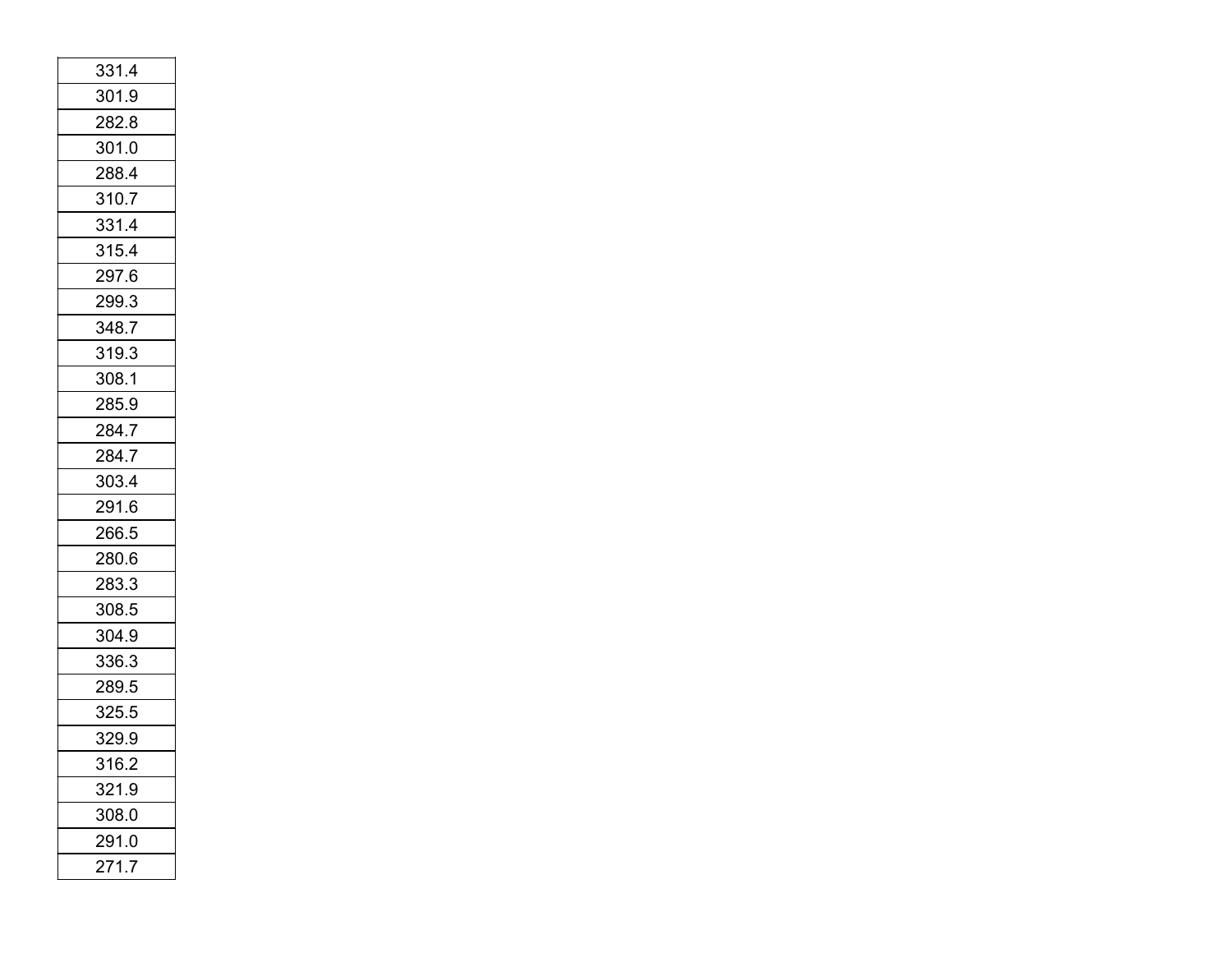| 331.4 |
|---|
| 301.9 |
| 282.8 |
| 301.0 |
| 288.4 |
| 310.7 |
| 331.4 |
| 315.4 |
| 297.6 |
| 299.3 |
| 348.7 |
| 319.3 |
| 308.1 |
| 285.9 |
| 284.7 |
| 284.7 |
| 303.4 |
| 291.6 |
| 266.5 |
| 280.6 |
| 283.3 |
| 308.5 |
| 304.9 |
| 336.3 |
| 289.5 |
| 325.5 |
| 329.9 |
| 316.2 |
| 321.9 |
| 308.0 |
| 291.0 |
| 271.7 |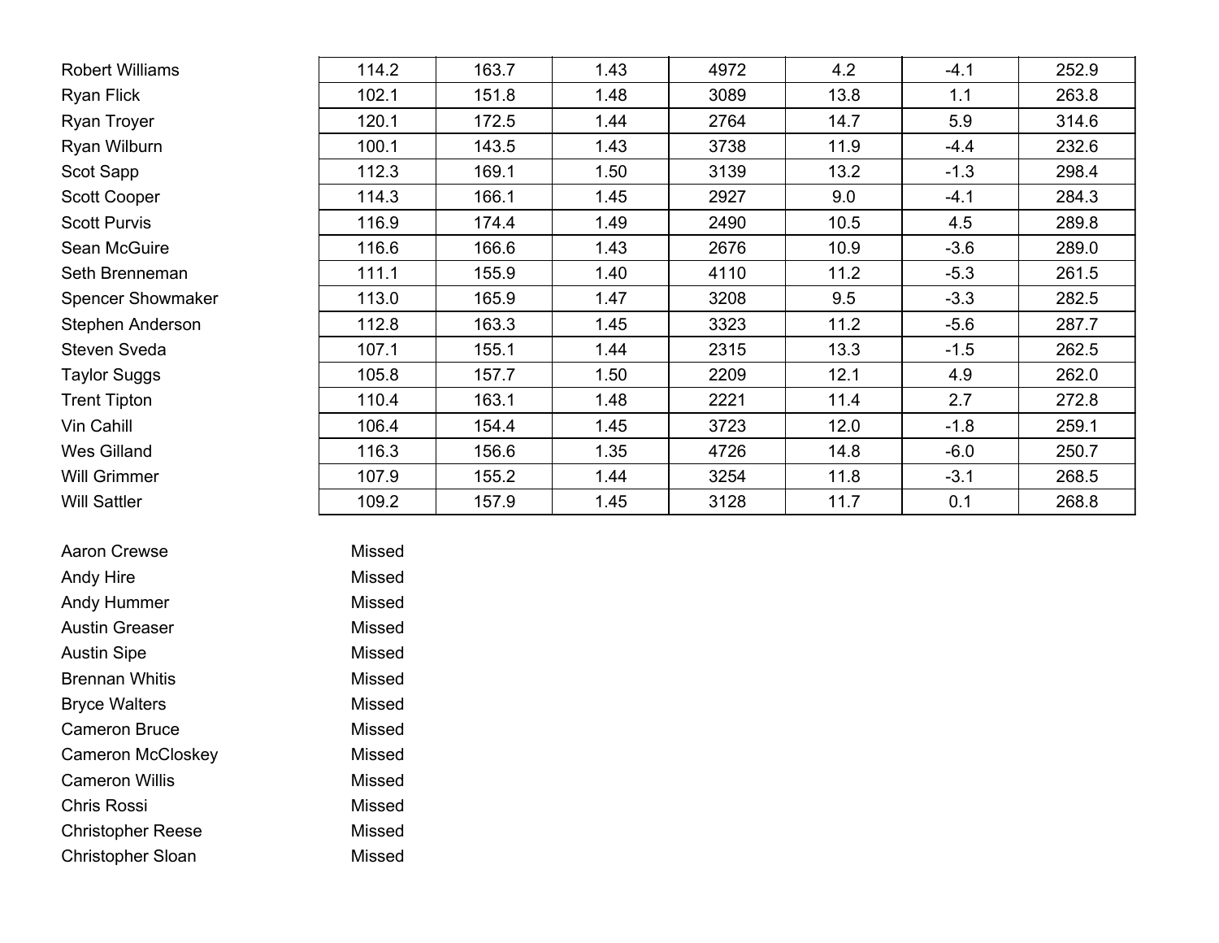| | | | | | | | |
|---|---|---|---|---|---|---|---|
| Robert Williams | 114.2 | 163.7 | 1.43 | 4972 | 4.2 | -4.1 | 252.9 |
| Ryan Flick | 102.1 | 151.8 | 1.48 | 3089 | 13.8 | 1.1 | 263.8 |
| Ryan Troyer | 120.1 | 172.5 | 1.44 | 2764 | 14.7 | 5.9 | 314.6 |
| Ryan Wilburn | 100.1 | 143.5 | 1.43 | 3738 | 11.9 | -4.4 | 232.6 |
| Scot Sapp | 112.3 | 169.1 | 1.50 | 3139 | 13.2 | -1.3 | 298.4 |
| Scott Cooper | 114.3 | 166.1 | 1.45 | 2927 | 9.0 | -4.1 | 284.3 |
| Scott Purvis | 116.9 | 174.4 | 1.49 | 2490 | 10.5 | 4.5 | 289.8 |
| Sean McGuire | 116.6 | 166.6 | 1.43 | 2676 | 10.9 | -3.6 | 289.0 |
| Seth Brenneman | 111.1 | 155.9 | 1.40 | 4110 | 11.2 | -5.3 | 261.5 |
| Spencer Showmaker | 113.0 | 165.9 | 1.47 | 3208 | 9.5 | -3.3 | 282.5 |
| Stephen Anderson | 112.8 | 163.3 | 1.45 | 3323 | 11.2 | -5.6 | 287.7 |
| Steven Sveda | 107.1 | 155.1 | 1.44 | 2315 | 13.3 | -1.5 | 262.5 |
| Taylor Suggs | 105.8 | 157.7 | 1.50 | 2209 | 12.1 | 4.9 | 262.0 |
| Trent Tipton | 110.4 | 163.1 | 1.48 | 2221 | 11.4 | 2.7 | 272.8 |
| Vin Cahill | 106.4 | 154.4 | 1.45 | 3723 | 12.0 | -1.8 | 259.1 |
| Wes Gilland | 116.3 | 156.6 | 1.35 | 4726 | 14.8 | -6.0 | 250.7 |
| Will Grimmer | 107.9 | 155.2 | 1.44 | 3254 | 11.8 | -3.1 | 268.5 |
| Will Sattler | 109.2 | 157.9 | 1.45 | 3128 | 11.7 | 0.1 | 268.8 |

| | |
|---|---|
| Aaron Crewse | Missed |
| Andy Hire | Missed |
| Andy Hummer | Missed |
| Austin Greaser | Missed |
| Austin Sipe | Missed |
| Brennan Whitis | Missed |
| Bryce Walters | Missed |
| Cameron Bruce | Missed |
| Cameron McCloskey | Missed |
| Cameron Willis | Missed |
| Chris Rossi | Missed |
| Christopher Reese | Missed |
| Christopher Sloan | Missed |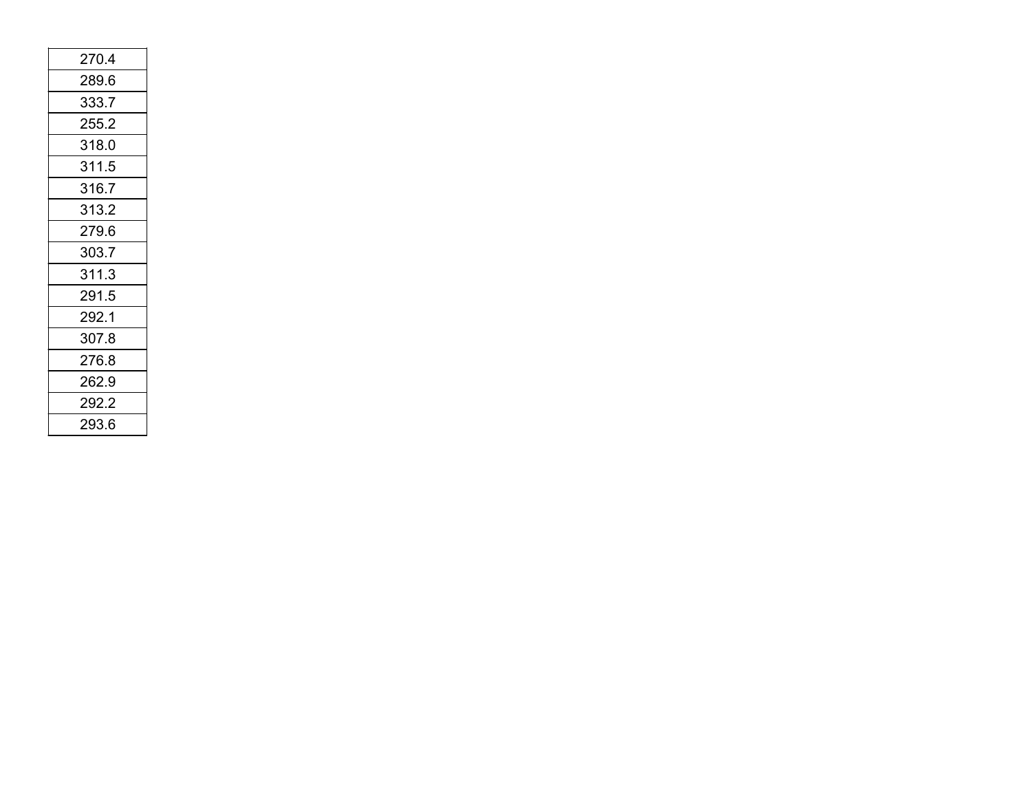| 270.4 |
| --- |
| 289.6 |
| 333.7 |
| 255.2 |
| 318.0 |
| 311.5 |
| 316.7 |
| 313.2 |
| 279.6 |
| 303.7 |
| 311.3 |
| 291.5 |
| 292.1 |
| 307.8 |
| 276.8 |
| 262.9 |
| 292.2 |
| 293.6 |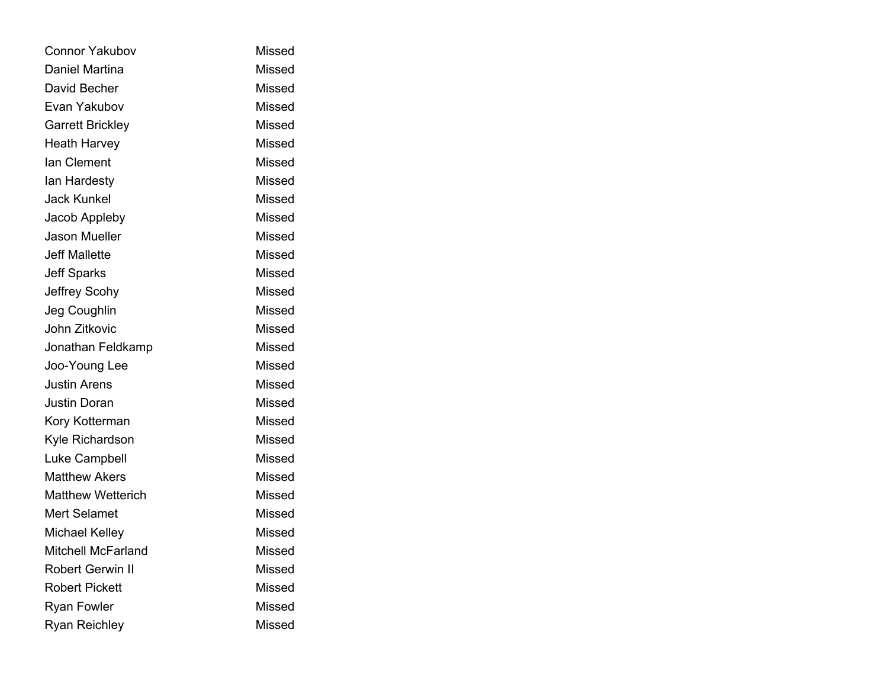| | |
|---|---|
| Connor Yakubov | Missed |
| Daniel Martina | Missed |
| David Becher | Missed |
| Evan Yakubov | Missed |
| Garrett Brickley | Missed |
| Heath Harvey | Missed |
| Ian Clement | Missed |
| Ian Hardesty | Missed |
| Jack Kunkel | Missed |
| Jacob Appleby | Missed |
| Jason Mueller | Missed |
| Jeff Mallette | Missed |
| Jeff Sparks | Missed |
| Jeffrey Scohy | Missed |
| Jeg Coughlin | Missed |
| John Zitkovic | Missed |
| Jonathan Feldkamp | Missed |
| Joo-Young Lee | Missed |
| Justin Arens | Missed |
| Justin Doran | Missed |
| Kory Kotterman | Missed |
| Kyle Richardson | Missed |
| Luke Campbell | Missed |
| Matthew Akers | Missed |
| Matthew Wetterich | Missed |
| Mert Selamet | Missed |
| Michael Kelley | Missed |
| Mitchell McFarland | Missed |
| Robert Gerwin II | Missed |
| Robert Pickett | Missed |
| Ryan Fowler | Missed |
| Ryan Reichley | Missed |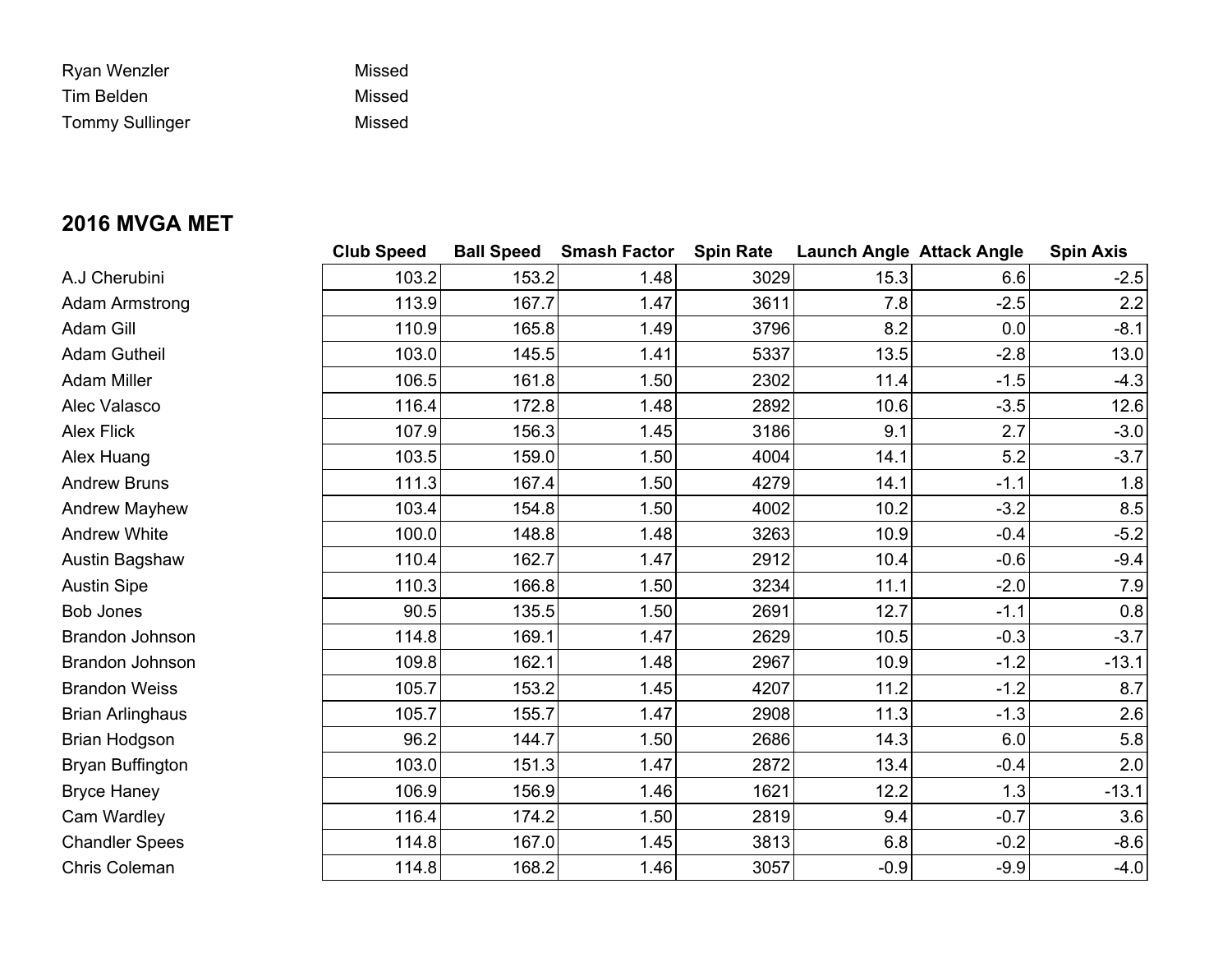| | |
|---|---|
| Ryan Wenzler | Missed |
| Tim Belden | Missed |
| Tommy Sullinger | Missed |

## 2016 MVGA MET

| | Club Speed | Ball Speed | Smash Factor | Spin Rate | Launch Angle | Attack Angle | Spin Axis |
|---|---|---|---|---|---|---|---|
| A.J Cherubini | 103.2 | 153.2 | 1.48 | 3029 | 15.3 | 6.6 | -2.5 |
| Adam Armstrong | 113.9 | 167.7 | 1.47 | 3611 | 7.8 | -2.5 | 2.2 |
| Adam Gill | 110.9 | 165.8 | 1.49 | 3796 | 8.2 | 0.0 | -8.1 |
| Adam Gutheil | 103.0 | 145.5 | 1.41 | 5337 | 13.5 | -2.8 | 13.0 |
| Adam Miller | 106.5 | 161.8 | 1.50 | 2302 | 11.4 | -1.5 | -4.3 |
| Alec Valasco | 116.4 | 172.8 | 1.48 | 2892 | 10.6 | -3.5 | 12.6 |
| Alex Flick | 107.9 | 156.3 | 1.45 | 3186 | 9.1 | 2.7 | -3.0 |
| Alex Huang | 103.5 | 159.0 | 1.50 | 4004 | 14.1 | 5.2 | -3.7 |
| Andrew Bruns | 111.3 | 167.4 | 1.50 | 4279 | 14.1 | -1.1 | 1.8 |
| Andrew Mayhew | 103.4 | 154.8 | 1.50 | 4002 | 10.2 | -3.2 | 8.5 |
| Andrew White | 100.0 | 148.8 | 1.48 | 3263 | 10.9 | -0.4 | -5.2 |
| Austin Bagshaw | 110.4 | 162.7 | 1.47 | 2912 | 10.4 | -0.6 | -9.4 |
| Austin Sipe | 110.3 | 166.8 | 1.50 | 3234 | 11.1 | -2.0 | 7.9 |
| Bob Jones | 90.5 | 135.5 | 1.50 | 2691 | 12.7 | -1.1 | 0.8 |
| Brandon Johnson | 114.8 | 169.1 | 1.47 | 2629 | 10.5 | -0.3 | -3.7 |
| Brandon Johnson | 109.8 | 162.1 | 1.48 | 2967 | 10.9 | -1.2 | -13.1 |
| Brandon Weiss | 105.7 | 153.2 | 1.45 | 4207 | 11.2 | -1.2 | 8.7 |
| Brian Arlinghaus | 105.7 | 155.7 | 1.47 | 2908 | 11.3 | -1.3 | 2.6 |
| Brian Hodgson | 96.2 | 144.7 | 1.50 | 2686 | 14.3 | 6.0 | 5.8 |
| Bryan Buffington | 103.0 | 151.3 | 1.47 | 2872 | 13.4 | -0.4 | 2.0 |
| Bryce Haney | 106.9 | 156.9 | 1.46 | 1621 | 12.2 | 1.3 | -13.1 |
| Cam Wardley | 116.4 | 174.2 | 1.50 | 2819 | 9.4 | -0.7 | 3.6 |
| Chandler Spees | 114.8 | 167.0 | 1.45 | 3813 | 6.8 | -0.2 | -8.6 |
| Chris Coleman | 114.8 | 168.2 | 1.46 | 3057 | -0.9 | -9.9 | -4.0 |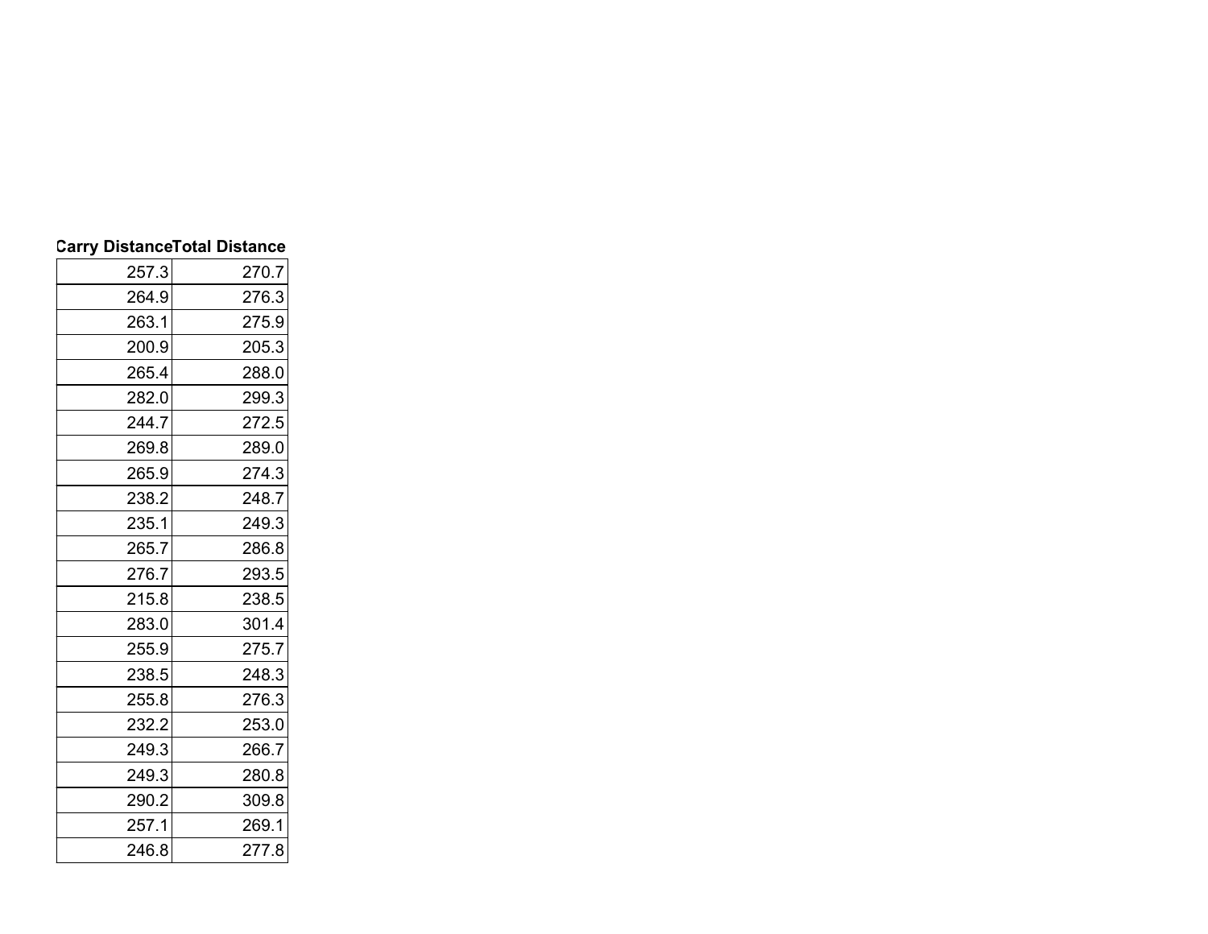| Carry Distance | Total Distance |
|---|---|
| 257.3 | 270.7 |
| 264.9 | 276.3 |
| 263.1 | 275.9 |
| 200.9 | 205.3 |
| 265.4 | 288.0 |
| 282.0 | 299.3 |
| 244.7 | 272.5 |
| 269.8 | 289.0 |
| 265.9 | 274.3 |
| 238.2 | 248.7 |
| 235.1 | 249.3 |
| 265.7 | 286.8 |
| 276.7 | 293.5 |
| 215.8 | 238.5 |
| 283.0 | 301.4 |
| 255.9 | 275.7 |
| 238.5 | 248.3 |
| 255.8 | 276.3 |
| 232.2 | 253.0 |
| 249.3 | 266.7 |
| 249.3 | 280.8 |
| 290.2 | 309.8 |
| 257.1 | 269.1 |
| 246.8 | 277.8 |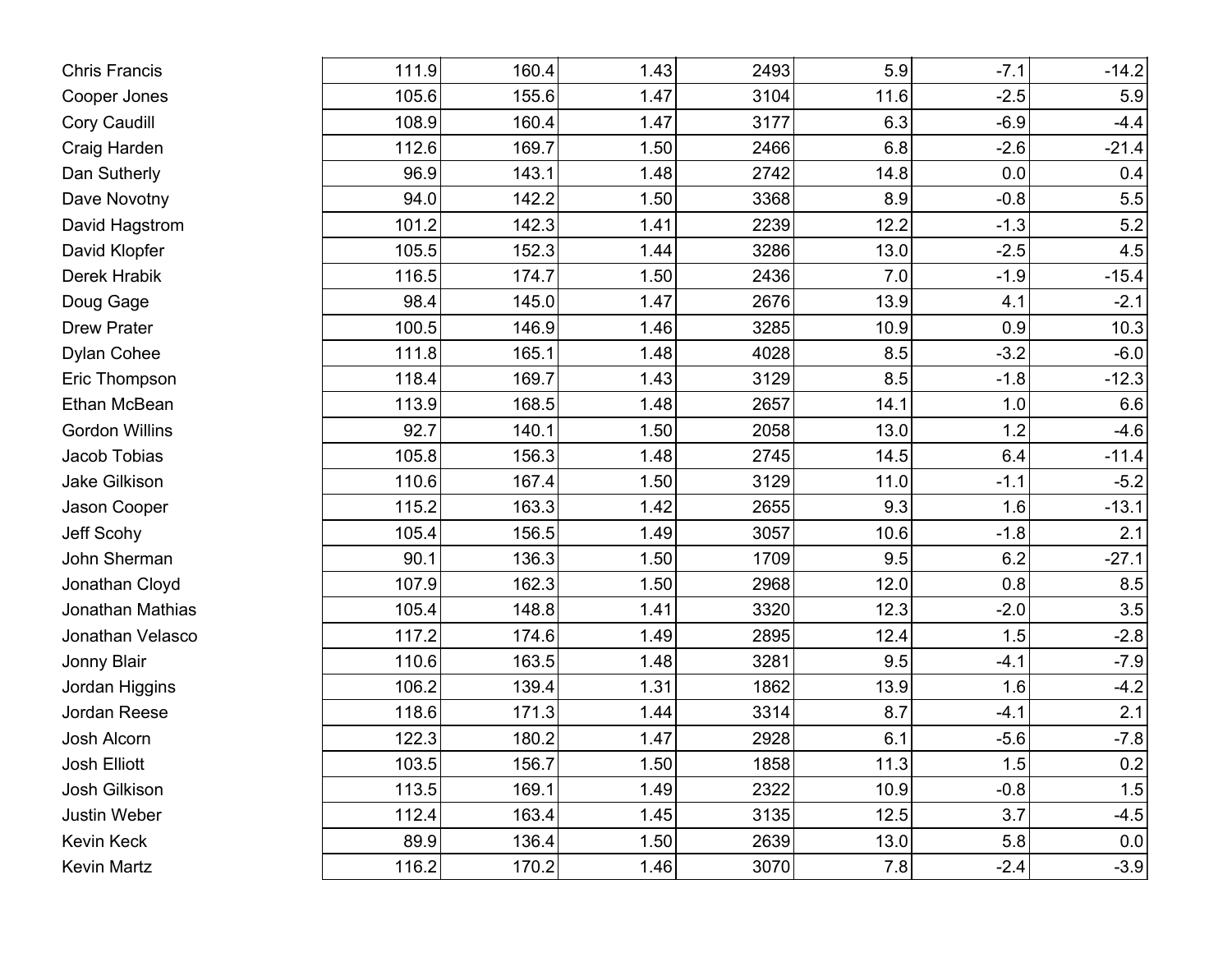| | | | | | | | |
|---|---|---|---|---|---|---|---|
| Chris Francis | 111.9 | 160.4 | 1.43 | 2493 | 5.9 | -7.1 | -14.2 |
| Cooper Jones | 105.6 | 155.6 | 1.47 | 3104 | 11.6 | -2.5 | 5.9 |
| Cory Caudill | 108.9 | 160.4 | 1.47 | 3177 | 6.3 | -6.9 | -4.4 |
| Craig Harden | 112.6 | 169.7 | 1.50 | 2466 | 6.8 | -2.6 | -21.4 |
| Dan Sutherly | 96.9 | 143.1 | 1.48 | 2742 | 14.8 | 0.0 | 0.4 |
| Dave Novotny | 94.0 | 142.2 | 1.50 | 3368 | 8.9 | -0.8 | 5.5 |
| David Hagstrom | 101.2 | 142.3 | 1.41 | 2239 | 12.2 | -1.3 | 5.2 |
| David Klopfer | 105.5 | 152.3 | 1.44 | 3286 | 13.0 | -2.5 | 4.5 |
| Derek Hrabik | 116.5 | 174.7 | 1.50 | 2436 | 7.0 | -1.9 | -15.4 |
| Doug Gage | 98.4 | 145.0 | 1.47 | 2676 | 13.9 | 4.1 | -2.1 |
| Drew Prater | 100.5 | 146.9 | 1.46 | 3285 | 10.9 | 0.9 | 10.3 |
| Dylan Cohee | 111.8 | 165.1 | 1.48 | 4028 | 8.5 | -3.2 | -6.0 |
| Eric Thompson | 118.4 | 169.7 | 1.43 | 3129 | 8.5 | -1.8 | -12.3 |
| Ethan McBean | 113.9 | 168.5 | 1.48 | 2657 | 14.1 | 1.0 | 6.6 |
| Gordon Willins | 92.7 | 140.1 | 1.50 | 2058 | 13.0 | 1.2 | -4.6 |
| Jacob Tobias | 105.8 | 156.3 | 1.48 | 2745 | 14.5 | 6.4 | -11.4 |
| Jake Gilkison | 110.6 | 167.4 | 1.50 | 3129 | 11.0 | -1.1 | -5.2 |
| Jason Cooper | 115.2 | 163.3 | 1.42 | 2655 | 9.3 | 1.6 | -13.1 |
| Jeff Scohy | 105.4 | 156.5 | 1.49 | 3057 | 10.6 | -1.8 | 2.1 |
| John Sherman | 90.1 | 136.3 | 1.50 | 1709 | 9.5 | 6.2 | -27.1 |
| Jonathan Cloyd | 107.9 | 162.3 | 1.50 | 2968 | 12.0 | 0.8 | 8.5 |
| Jonathan Mathias | 105.4 | 148.8 | 1.41 | 3320 | 12.3 | -2.0 | 3.5 |
| Jonathan Velasco | 117.2 | 174.6 | 1.49 | 2895 | 12.4 | 1.5 | -2.8 |
| Jonny Blair | 110.6 | 163.5 | 1.48 | 3281 | 9.5 | -4.1 | -7.9 |
| Jordan Higgins | 106.2 | 139.4 | 1.31 | 1862 | 13.9 | 1.6 | -4.2 |
| Jordan Reese | 118.6 | 171.3 | 1.44 | 3314 | 8.7 | -4.1 | 2.1 |
| Josh Alcorn | 122.3 | 180.2 | 1.47 | 2928 | 6.1 | -5.6 | -7.8 |
| Josh Elliott | 103.5 | 156.7 | 1.50 | 1858 | 11.3 | 1.5 | 0.2 |
| Josh Gilkison | 113.5 | 169.1 | 1.49 | 2322 | 10.9 | -0.8 | 1.5 |
| Justin Weber | 112.4 | 163.4 | 1.45 | 3135 | 12.5 | 3.7 | -4.5 |
| Kevin Keck | 89.9 | 136.4 | 1.50 | 2639 | 13.0 | 5.8 | 0.0 |
| Kevin Martz | 116.2 | 170.2 | 1.46 | 3070 | 7.8 | -2.4 | -3.9 |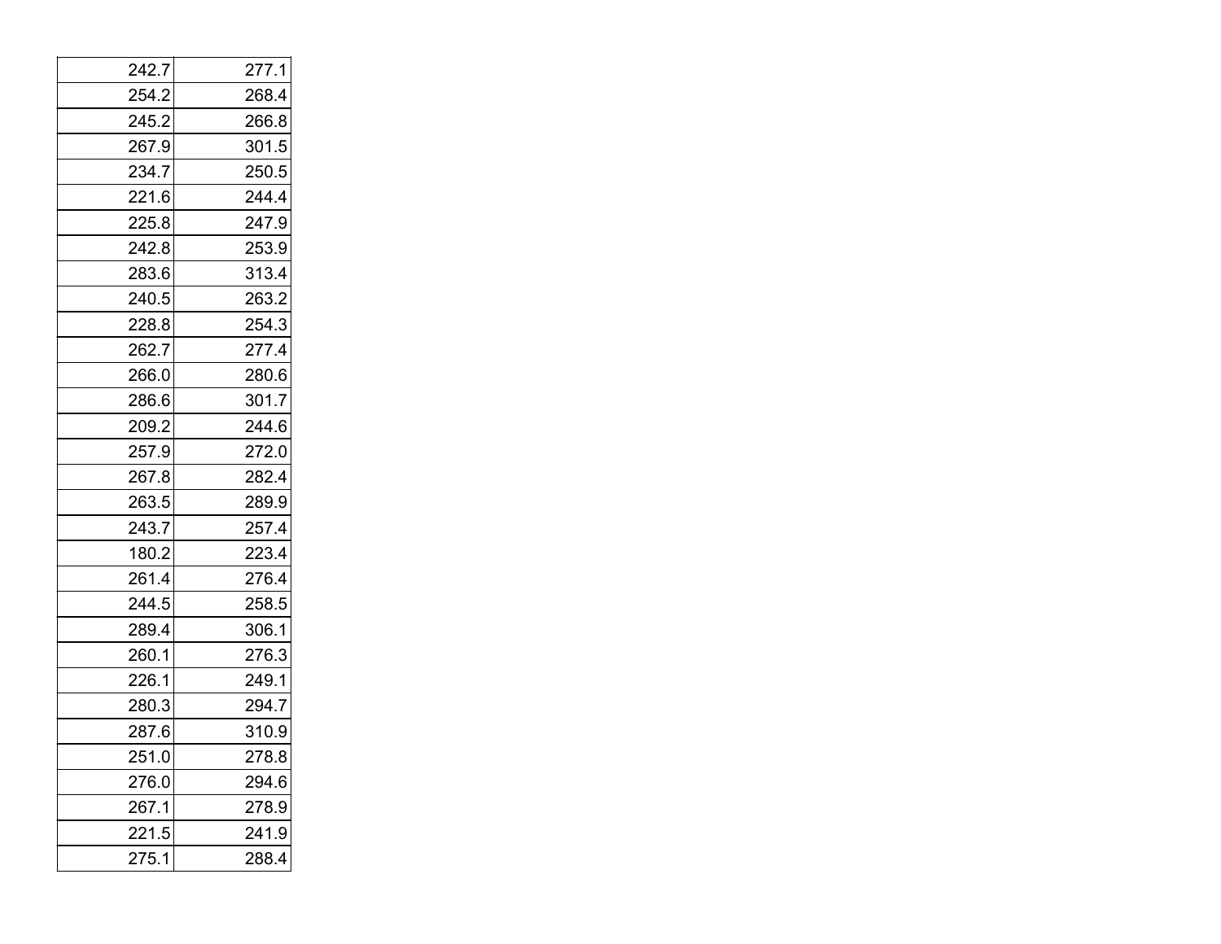| | |
|---|---|
| 242.7 | 277.1 |
| 254.2 | 268.4 |
| 245.2 | 266.8 |
| 267.9 | 301.5 |
| 234.7 | 250.5 |
| 221.6 | 244.4 |
| 225.8 | 247.9 |
| 242.8 | 253.9 |
| 283.6 | 313.4 |
| 240.5 | 263.2 |
| 228.8 | 254.3 |
| 262.7 | 277.4 |
| 266.0 | 280.6 |
| 286.6 | 301.7 |
| 209.2 | 244.6 |
| 257.9 | 272.0 |
| 267.8 | 282.4 |
| 263.5 | 289.9 |
| 243.7 | 257.4 |
| 180.2 | 223.4 |
| 261.4 | 276.4 |
| 244.5 | 258.5 |
| 289.4 | 306.1 |
| 260.1 | 276.3 |
| 226.1 | 249.1 |
| 280.3 | 294.7 |
| 287.6 | 310.9 |
| 251.0 | 278.8 |
| 276.0 | 294.6 |
| 267.1 | 278.9 |
| 221.5 | 241.9 |
| 275.1 | 288.4 |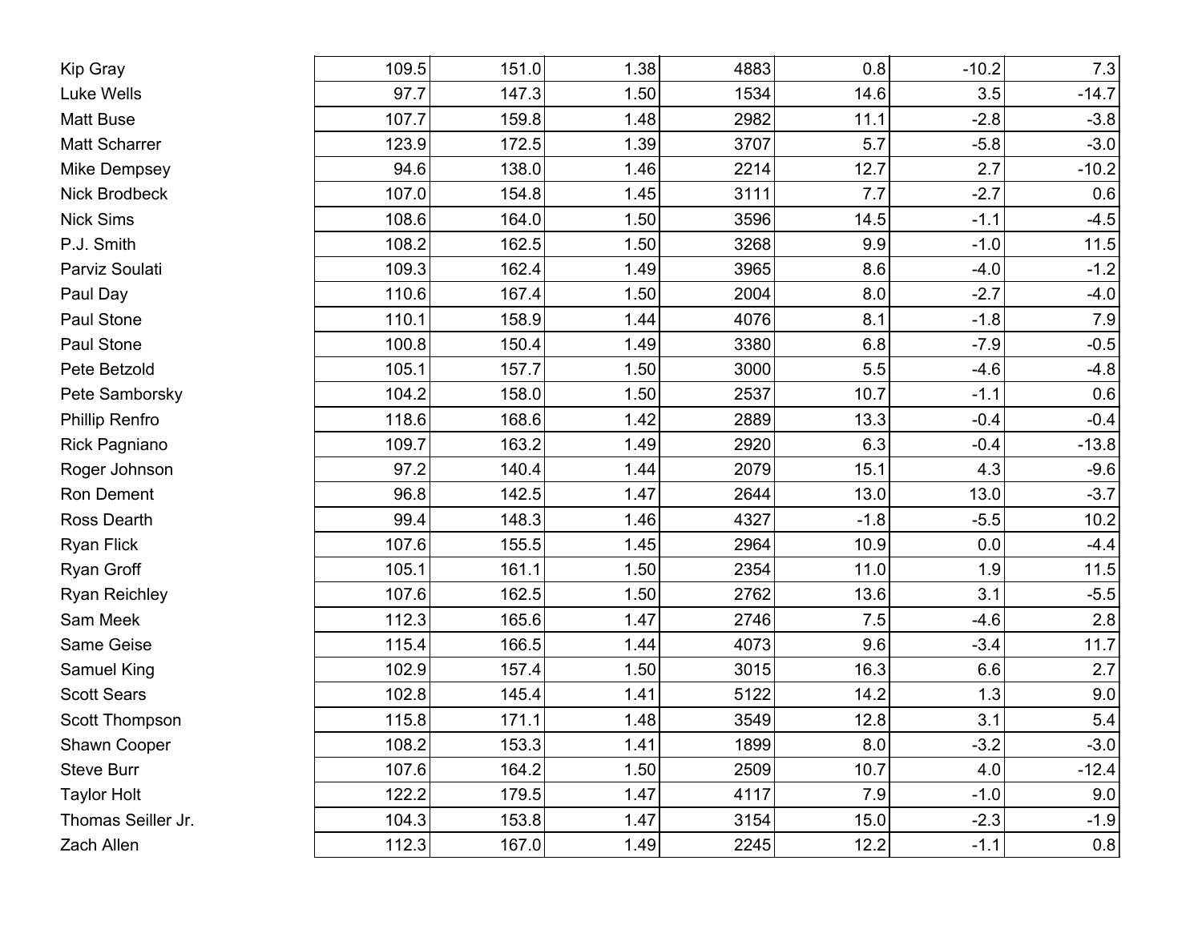| | | | | | | | |
|---|---|---|---|---|---|---|---|
| Kip Gray | 109.5 | 151.0 | 1.38 | 4883 | 0.8 | -10.2 | 7.3 |
| Luke Wells | 97.7 | 147.3 | 1.50 | 1534 | 14.6 | 3.5 | -14.7 |
| Matt Buse | 107.7 | 159.8 | 1.48 | 2982 | 11.1 | -2.8 | -3.8 |
| Matt Scharrer | 123.9 | 172.5 | 1.39 | 3707 | 5.7 | -5.8 | -3.0 |
| Mike Dempsey | 94.6 | 138.0 | 1.46 | 2214 | 12.7 | 2.7 | -10.2 |
| Nick Brodbeck | 107.0 | 154.8 | 1.45 | 3111 | 7.7 | -2.7 | 0.6 |
| Nick Sims | 108.6 | 164.0 | 1.50 | 3596 | 14.5 | -1.1 | -4.5 |
| P.J. Smith | 108.2 | 162.5 | 1.50 | 3268 | 9.9 | -1.0 | 11.5 |
| Parviz Soulati | 109.3 | 162.4 | 1.49 | 3965 | 8.6 | -4.0 | -1.2 |
| Paul Day | 110.6 | 167.4 | 1.50 | 2004 | 8.0 | -2.7 | -4.0 |
| Paul Stone | 110.1 | 158.9 | 1.44 | 4076 | 8.1 | -1.8 | 7.9 |
| Paul Stone | 100.8 | 150.4 | 1.49 | 3380 | 6.8 | -7.9 | -0.5 |
| Pete Betzold | 105.1 | 157.7 | 1.50 | 3000 | 5.5 | -4.6 | -4.8 |
| Pete Samborsky | 104.2 | 158.0 | 1.50 | 2537 | 10.7 | -1.1 | 0.6 |
| Phillip Renfro | 118.6 | 168.6 | 1.42 | 2889 | 13.3 | -0.4 | -0.4 |
| Rick Pagniano | 109.7 | 163.2 | 1.49 | 2920 | 6.3 | -0.4 | -13.8 |
| Roger Johnson | 97.2 | 140.4 | 1.44 | 2079 | 15.1 | 4.3 | -9.6 |
| Ron Dement | 96.8 | 142.5 | 1.47 | 2644 | 13.0 | 13.0 | -3.7 |
| Ross Dearth | 99.4 | 148.3 | 1.46 | 4327 | -1.8 | -5.5 | 10.2 |
| Ryan Flick | 107.6 | 155.5 | 1.45 | 2964 | 10.9 | 0.0 | -4.4 |
| Ryan Groff | 105.1 | 161.1 | 1.50 | 2354 | 11.0 | 1.9 | 11.5 |
| Ryan Reichley | 107.6 | 162.5 | 1.50 | 2762 | 13.6 | 3.1 | -5.5 |
| Sam Meek | 112.3 | 165.6 | 1.47 | 2746 | 7.5 | -4.6 | 2.8 |
| Same Geise | 115.4 | 166.5 | 1.44 | 4073 | 9.6 | -3.4 | 11.7 |
| Samuel King | 102.9 | 157.4 | 1.50 | 3015 | 16.3 | 6.6 | 2.7 |
| Scott Sears | 102.8 | 145.4 | 1.41 | 5122 | 14.2 | 1.3 | 9.0 |
| Scott Thompson | 115.8 | 171.1 | 1.48 | 3549 | 12.8 | 3.1 | 5.4 |
| Shawn Cooper | 108.2 | 153.3 | 1.41 | 1899 | 8.0 | -3.2 | -3.0 |
| Steve Burr | 107.6 | 164.2 | 1.50 | 2509 | 10.7 | 4.0 | -12.4 |
| Taylor Holt | 122.2 | 179.5 | 1.47 | 4117 | 7.9 | -1.0 | 9.0 |
| Thomas Seiller Jr. | 104.3 | 153.8 | 1.47 | 3154 | 15.0 | -2.3 | -1.9 |
| Zach Allen | 112.3 | 167.0 | 1.49 | 2245 | 12.2 | -1.1 | 0.8 |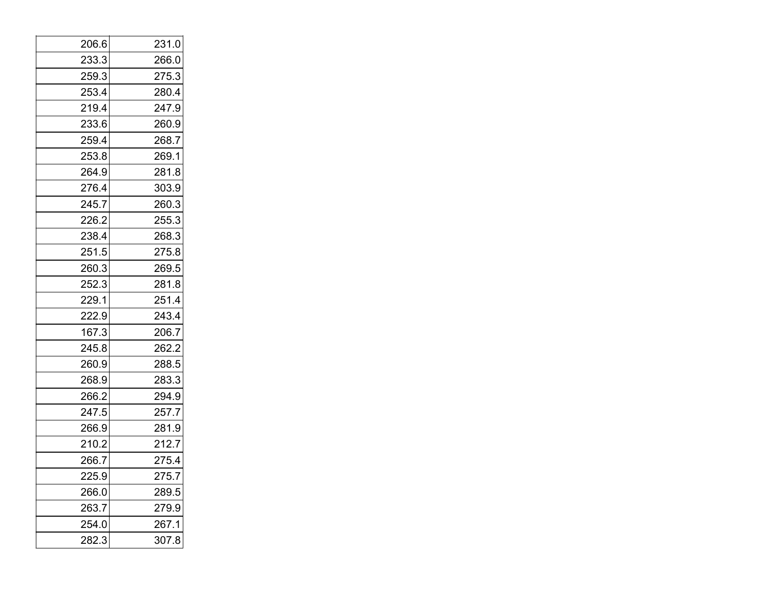| | |
|---|---|
| 206.6 | 231.0 |
| 233.3 | 266.0 |
| 259.3 | 275.3 |
| 253.4 | 280.4 |
| 219.4 | 247.9 |
| 233.6 | 260.9 |
| 259.4 | 268.7 |
| 253.8 | 269.1 |
| 264.9 | 281.8 |
| 276.4 | 303.9 |
| 245.7 | 260.3 |
| 226.2 | 255.3 |
| 238.4 | 268.3 |
| 251.5 | 275.8 |
| 260.3 | 269.5 |
| 252.3 | 281.8 |
| 229.1 | 251.4 |
| 222.9 | 243.4 |
| 167.3 | 206.7 |
| 245.8 | 262.2 |
| 260.9 | 288.5 |
| 268.9 | 283.3 |
| 266.2 | 294.9 |
| 247.5 | 257.7 |
| 266.9 | 281.9 |
| 210.2 | 212.7 |
| 266.7 | 275.4 |
| 225.9 | 275.7 |
| 266.0 | 289.5 |
| 263.7 | 279.9 |
| 254.0 | 267.1 |
| 282.3 | 307.8 |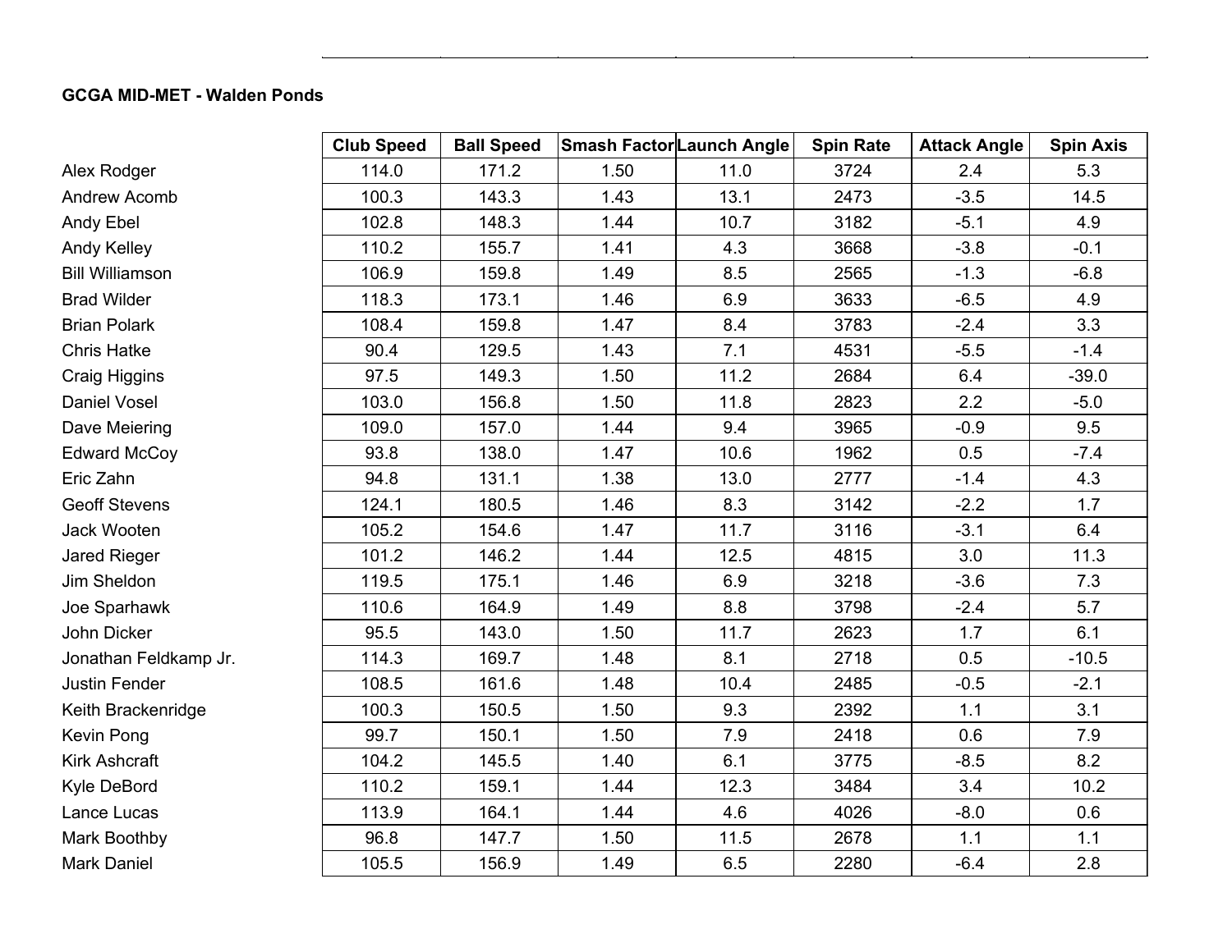**GCGA MID-MET - Walden Ponds**

| | Club Speed | Ball Speed | Smash Factor | Launch Angle | Spin Rate | Attack Angle | Spin Axis |
|---|---|---|---|---|---|---|---|
| Alex Rodger | 114.0 | 171.2 | 1.50 | 11.0 | 3724 | 2.4 | 5.3 |
| Andrew Acomb | 100.3 | 143.3 | 1.43 | 13.1 | 2473 | -3.5 | 14.5 |
| Andy Ebel | 102.8 | 148.3 | 1.44 | 10.7 | 3182 | -5.1 | 4.9 |
| Andy Kelley | 110.2 | 155.7 | 1.41 | 4.3 | 3668 | -3.8 | -0.1 |
| Bill Williamson | 106.9 | 159.8 | 1.49 | 8.5 | 2565 | -1.3 | -6.8 |
| Brad Wilder | 118.3 | 173.1 | 1.46 | 6.9 | 3633 | -6.5 | 4.9 |
| Brian Polark | 108.4 | 159.8 | 1.47 | 8.4 | 3783 | -2.4 | 3.3 |
| Chris Hatke | 90.4 | 129.5 | 1.43 | 7.1 | 4531 | -5.5 | -1.4 |
| Craig Higgins | 97.5 | 149.3 | 1.50 | 11.2 | 2684 | 6.4 | -39.0 |
| Daniel Vosel | 103.0 | 156.8 | 1.50 | 11.8 | 2823 | 2.2 | -5.0 |
| Dave Meiering | 109.0 | 157.0 | 1.44 | 9.4 | 3965 | -0.9 | 9.5 |
| Edward McCoy | 93.8 | 138.0 | 1.47 | 10.6 | 1962 | 0.5 | -7.4 |
| Eric Zahn | 94.8 | 131.1 | 1.38 | 13.0 | 2777 | -1.4 | 4.3 |
| Geoff Stevens | 124.1 | 180.5 | 1.46 | 8.3 | 3142 | -2.2 | 1.7 |
| Jack Wooten | 105.2 | 154.6 | 1.47 | 11.7 | 3116 | -3.1 | 6.4 |
| Jared Rieger | 101.2 | 146.2 | 1.44 | 12.5 | 4815 | 3.0 | 11.3 |
| Jim Sheldon | 119.5 | 175.1 | 1.46 | 6.9 | 3218 | -3.6 | 7.3 |
| Joe Sparhawk | 110.6 | 164.9 | 1.49 | 8.8 | 3798 | -2.4 | 5.7 |
| John Dicker | 95.5 | 143.0 | 1.50 | 11.7 | 2623 | 1.7 | 6.1 |
| Jonathan Feldkamp Jr. | 114.3 | 169.7 | 1.48 | 8.1 | 2718 | 0.5 | -10.5 |
| Justin Fender | 108.5 | 161.6 | 1.48 | 10.4 | 2485 | -0.5 | -2.1 |
| Keith Brackenridge | 100.3 | 150.5 | 1.50 | 9.3 | 2392 | 1.1 | 3.1 |
| Kevin Pong | 99.7 | 150.1 | 1.50 | 7.9 | 2418 | 0.6 | 7.9 |
| Kirk Ashcraft | 104.2 | 145.5 | 1.40 | 6.1 | 3775 | -8.5 | 8.2 |
| Kyle DeBord | 110.2 | 159.1 | 1.44 | 12.3 | 3484 | 3.4 | 10.2 |
| Lance Lucas | 113.9 | 164.1 | 1.44 | 4.6 | 4026 | -8.0 | 0.6 |
| Mark Boothby | 96.8 | 147.7 | 1.50 | 11.5 | 2678 | 1.1 | 1.1 |
| Mark Daniel | 105.5 | 156.9 | 1.49 | 6.5 | 2280 | -6.4 | 2.8 |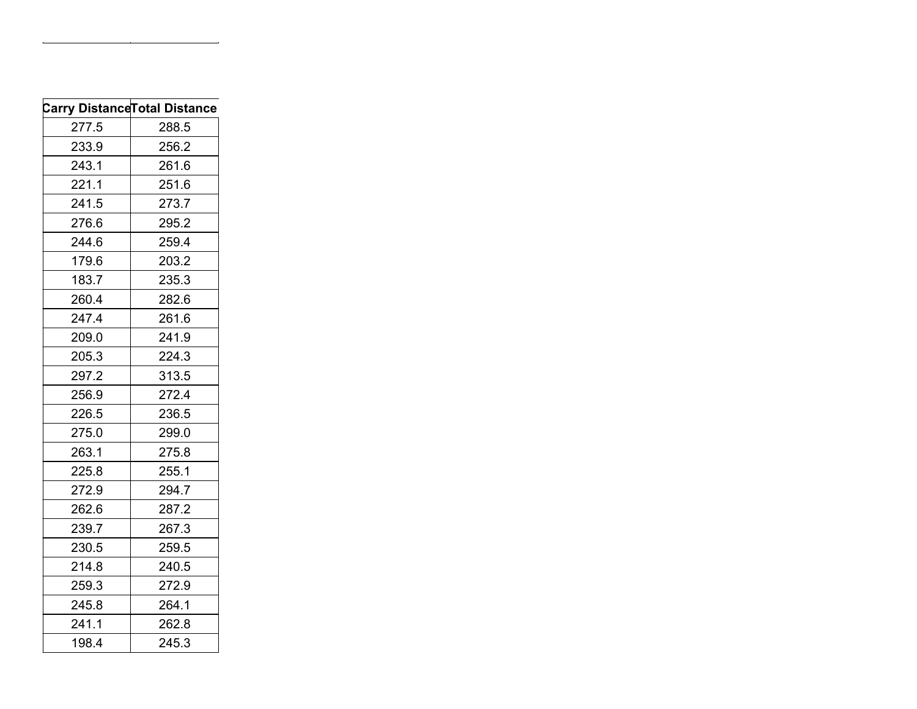| Carry Distance | Total Distance |
|---|---|
| 277.5 | 288.5 |
| 233.9 | 256.2 |
| 243.1 | 261.6 |
| 221.1 | 251.6 |
| 241.5 | 273.7 |
| 276.6 | 295.2 |
| 244.6 | 259.4 |
| 179.6 | 203.2 |
| 183.7 | 235.3 |
| 260.4 | 282.6 |
| 247.4 | 261.6 |
| 209.0 | 241.9 |
| 205.3 | 224.3 |
| 297.2 | 313.5 |
| 256.9 | 272.4 |
| 226.5 | 236.5 |
| 275.0 | 299.0 |
| 263.1 | 275.8 |
| 225.8 | 255.1 |
| 272.9 | 294.7 |
| 262.6 | 287.2 |
| 239.7 | 267.3 |
| 230.5 | 259.5 |
| 214.8 | 240.5 |
| 259.3 | 272.9 |
| 245.8 | 264.1 |
| 241.1 | 262.8 |
| 198.4 | 245.3 |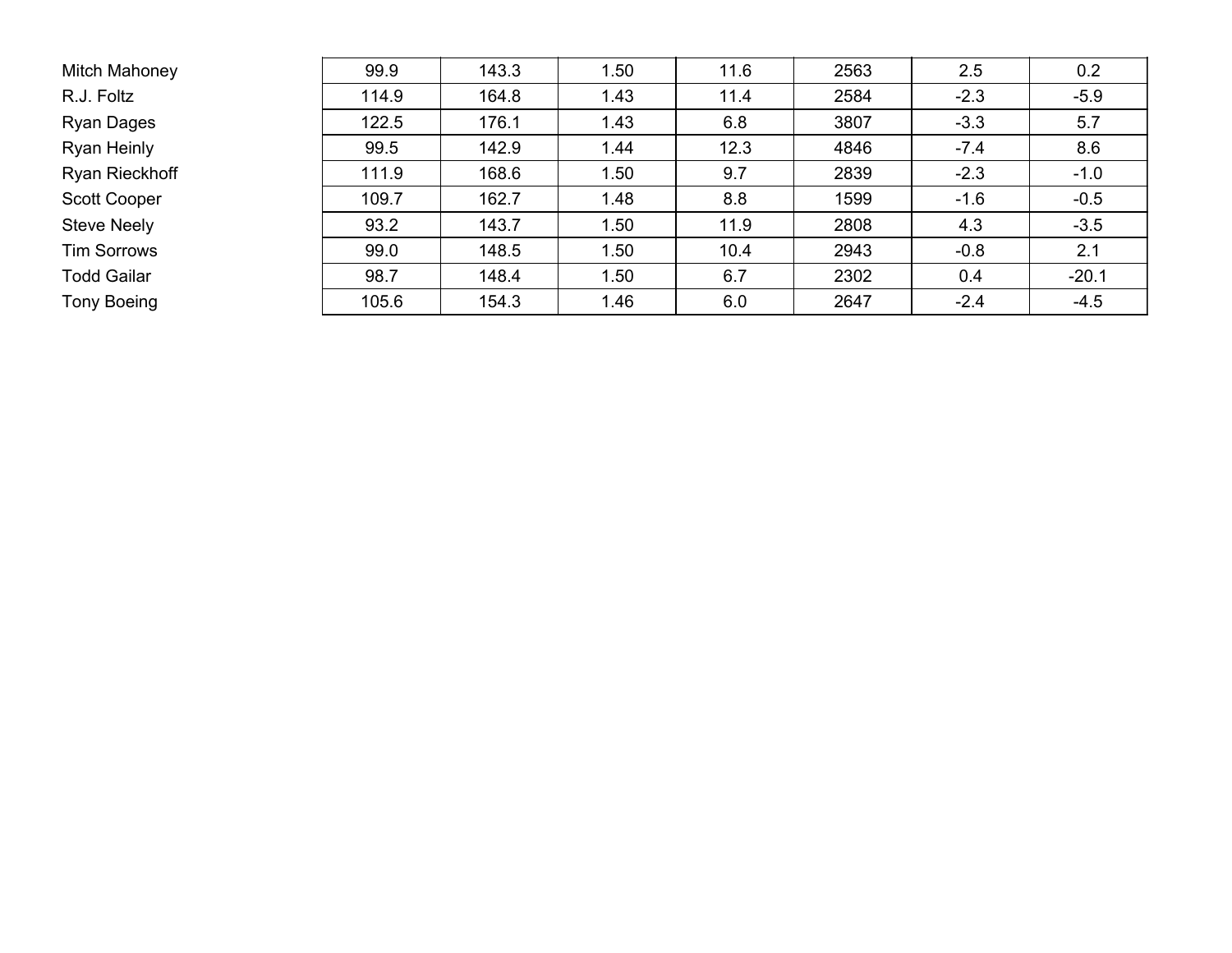| | | | | | | | |
|---|---|---|---|---|---|---|---|
| Mitch Mahoney | 99.9 | 143.3 | 1.50 | 11.6 | 2563 | 2.5 | 0.2 |
| R.J. Foltz | 114.9 | 164.8 | 1.43 | 11.4 | 2584 | -2.3 | -5.9 |
| Ryan Dages | 122.5 | 176.1 | 1.43 | 6.8 | 3807 | -3.3 | 5.7 |
| Ryan Heinly | 99.5 | 142.9 | 1.44 | 12.3 | 4846 | -7.4 | 8.6 |
| Ryan Rieckhoff | 111.9 | 168.6 | 1.50 | 9.7 | 2839 | -2.3 | -1.0 |
| Scott Cooper | 109.7 | 162.7 | 1.48 | 8.8 | 1599 | -1.6 | -0.5 |
| Steve Neely | 93.2 | 143.7 | 1.50 | 11.9 | 2808 | 4.3 | -3.5 |
| Tim Sorrows | 99.0 | 148.5 | 1.50 | 10.4 | 2943 | -0.8 | 2.1 |
| Todd Gailar | 98.7 | 148.4 | 1.50 | 6.7 | 2302 | 0.4 | -20.1 |
| Tony Boeing | 105.6 | 154.3 | 1.46 | 6.0 | 2647 | -2.4 | -4.5 |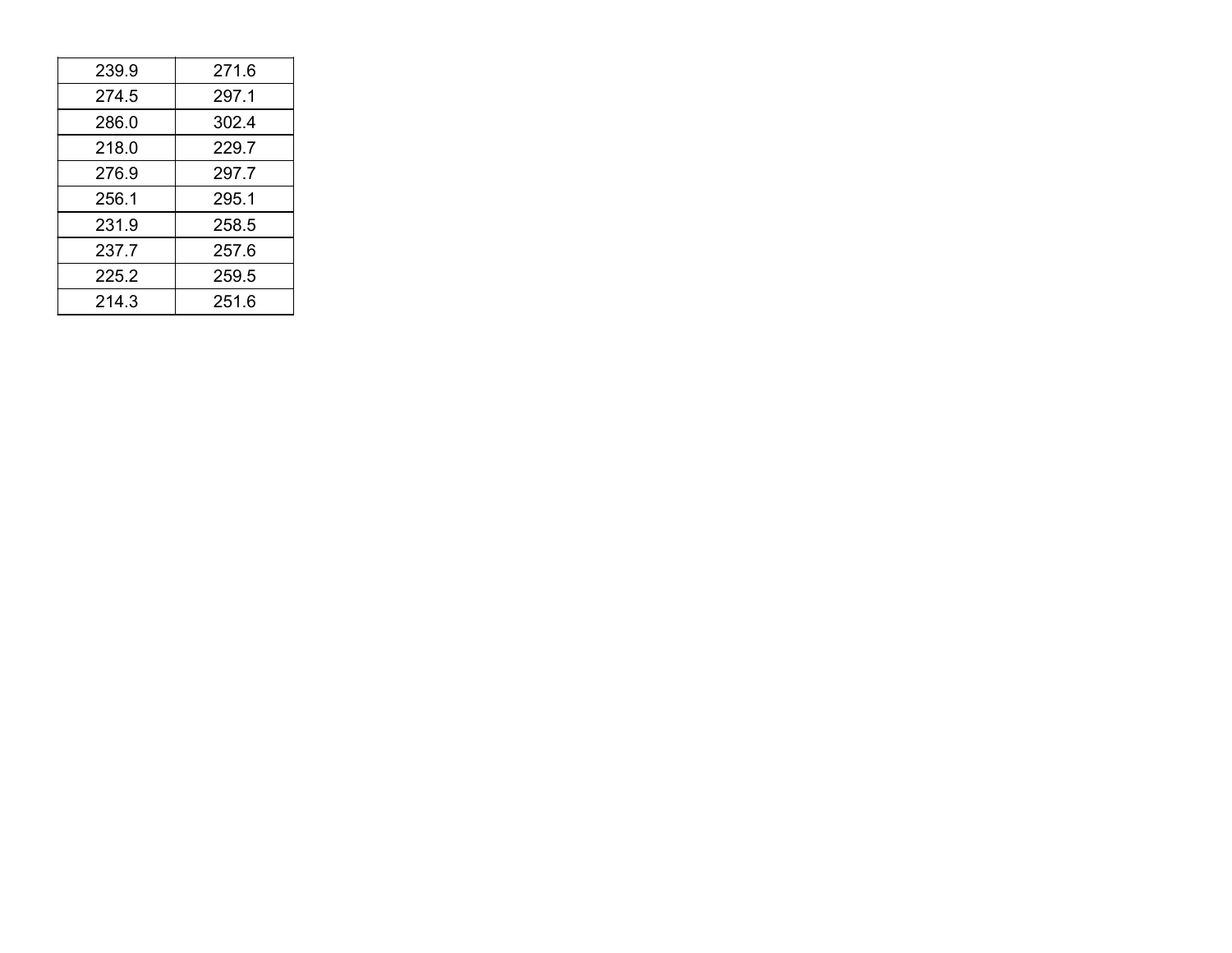| | |
|---|---|
| 239.9 | 271.6 |
| 274.5 | 297.1 |
| 286.0 | 302.4 |
| 218.0 | 229.7 |
| 276.9 | 297.7 |
| 256.1 | 295.1 |
| 231.9 | 258.5 |
| 237.7 | 257.6 |
| 225.2 | 259.5 |
| 214.3 | 251.6 |